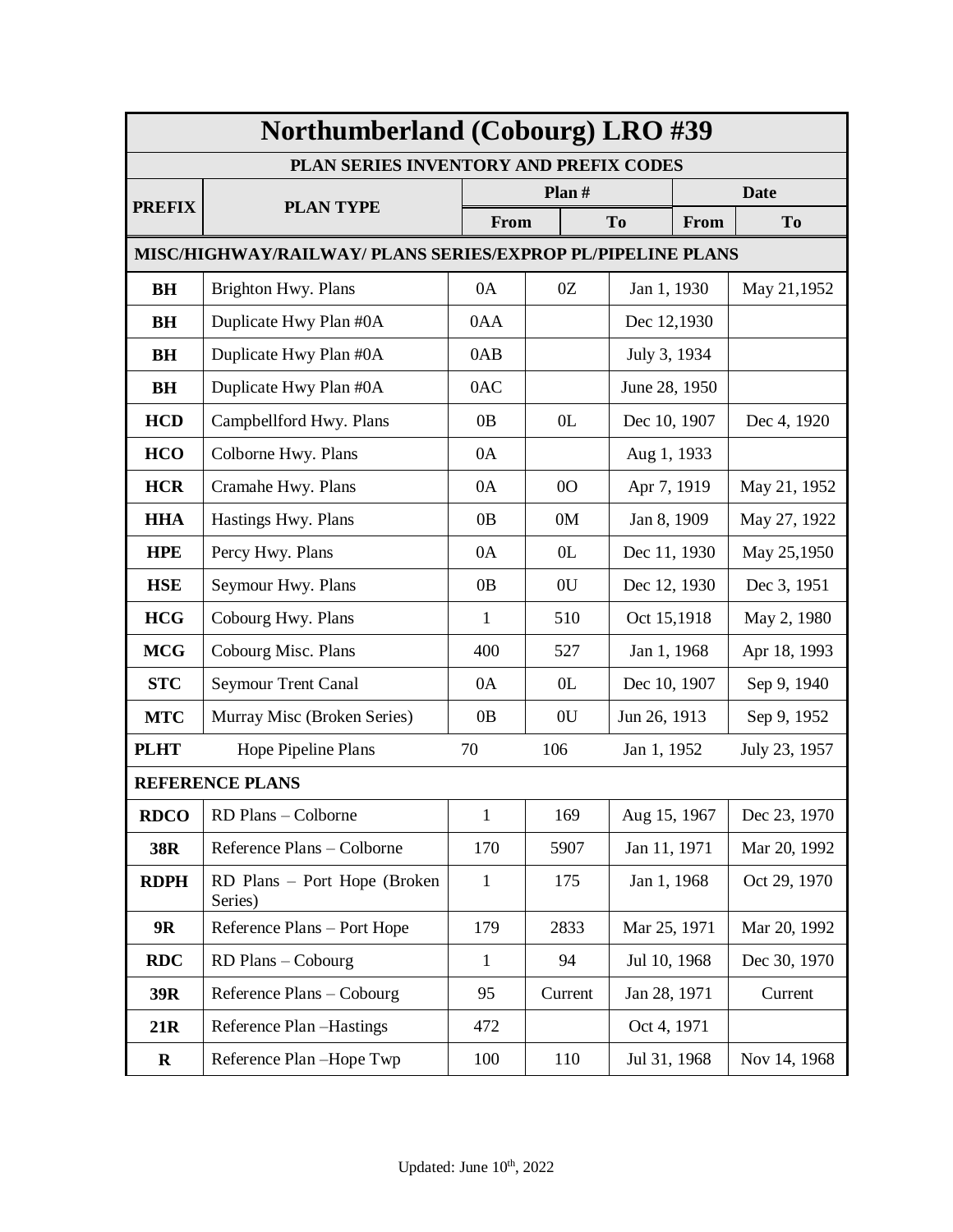# Northumberland (Cobourg) LRO #39

## PLAN SERIES INVENTORY AND PREFIX CODES

| PREFIX | PLAN TYPE | Plan # | | Date | |
|---|---|---|---|---|---|
| | | From | To | From | To |
| **MISC/HIGHWAY/RAILWAY/ PLANS SERIES/EXPROP PL/PIPELINE PLANS** | | | | | |
| **BH** | Brighton Hwy. Plans | 0A | 0Z | Jan 1, 1930 | May 21,1952 |
| **BH** | Duplicate Hwy Plan #0A | 0AA | | Dec 12,1930 | |
| **BH** | Duplicate Hwy Plan #0A | 0AB | | July 3, 1934 | |
| **BH** | Duplicate Hwy Plan #0A | 0AC | | June 28, 1950 | |
| **HCD** | Campbellford Hwy. Plans | 0B | 0L | Dec 10, 1907 | Dec 4, 1920 |
| **HCO** | Colborne Hwy. Plans | 0A | | Aug 1, 1933 | |
| **HCR** | Cramahe Hwy. Plans | 0A | 0O | Apr 7, 1919 | May 21, 1952 |
| **HHA** | Hastings Hwy. Plans | 0B | 0M | Jan 8, 1909 | May 27, 1922 |
| **HPE** | Percy Hwy. Plans | 0A | 0L | Dec 11, 1930 | May 25,1950 |
| **HSE** | Seymour Hwy. Plans | 0B | 0U | Dec 12, 1930 | Dec 3, 1951 |
| **HCG** | Cobourg Hwy. Plans | 1 | 510 | Oct 15,1918 | May 2, 1980 |
| **MCG** | Cobourg Misc. Plans | 400 | 527 | Jan 1, 1968 | Apr 18, 1993 |
| **STC** | Seymour Trent Canal | 0A | 0L | Dec 10, 1907 | Sep 9, 1940 |
| **MTC** | Murray Misc (Broken Series) | 0B | 0U | Jun 26, 1913 | Sep 9, 1952 |
| **PLHT** | Hope Pipeline Plans | 70 | 106 | Jan 1, 1952 | July 23, 1957 |
| **REFERENCE PLANS** | | | | | |
| **RDCO** | RD Plans – Colborne | 1 | 169 | Aug 15, 1967 | Dec 23, 1970 |
| **38R** | Reference Plans – Colborne | 170 | 5907 | Jan 11, 1971 | Mar 20, 1992 |
| **RDPH** | RD Plans – Port Hope (Broken Series) | 1 | 175 | Jan 1, 1968 | Oct 29, 1970 |
| **9R** | Reference Plans – Port Hope | 179 | 2833 | Mar 25, 1971 | Mar 20, 1992 |
| **RDC** | RD Plans – Cobourg | 1 | 94 | Jul 10, 1968 | Dec 30, 1970 |
| **39R** | Reference Plans – Cobourg | 95 | Current | Jan 28, 1971 | Current |
| **21R** | Reference Plan –Hastings | 472 | | Oct 4, 1971 | |
| **R** | Reference Plan –Hope Twp | 100 | 110 | Jul 31, 1968 | Nov 14, 1968 |

Updated: June 10th, 2022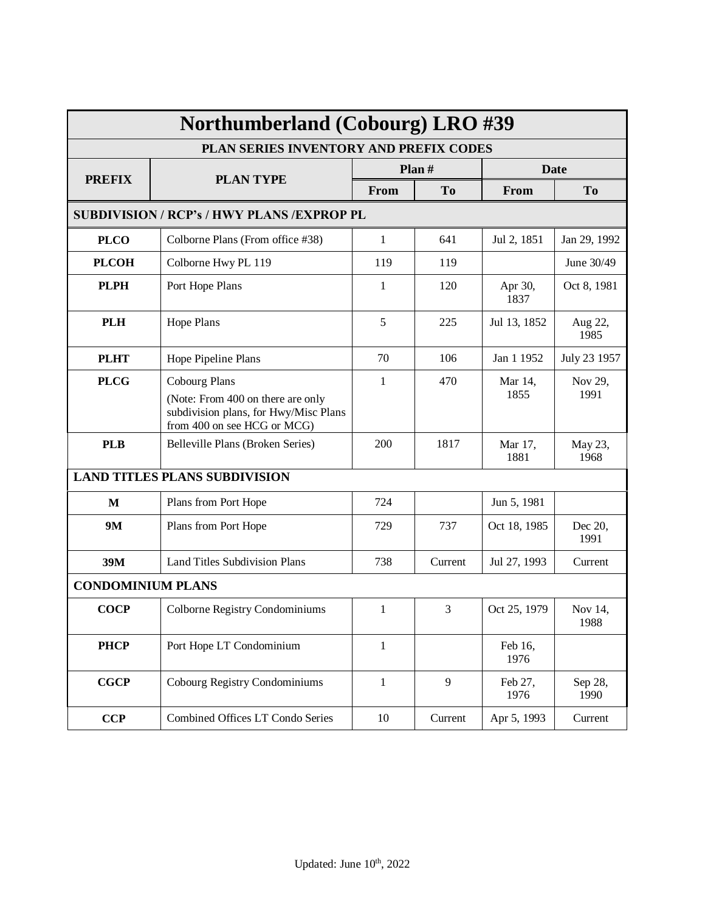# Northumberland (Cobourg) LRO #39

## PLAN SERIES INVENTORY AND PREFIX CODES

| PREFIX | PLAN TYPE | Plan # | | Date | |
|---|---|---|---|---|---|
| | | From | To | From | To |
| **SUBDIVISION / RCP's / HWY PLANS /EXPROP PL** | | | | | |
| **PLCO** | Colborne Plans (From office #38) | 1 | 641 | Jul 2, 1851 | Jan 29, 1992 |
| **PLCOH** | Colborne Hwy PL 119 | 119 | 119 | | June 30/49 |
| **PLPH** | Port Hope Plans | 1 | 120 | Apr 30, 1837 | Oct 8, 1981 |
| **PLH** | Hope Plans | 5 | 225 | Jul 13, 1852 | Aug 22, 1985 |
| **PLHT** | Hope Pipeline Plans | 70 | 106 | Jan 1 1952 | July 23 1957 |
| **PLCG** | Cobourg Plans (Note: From 400 on there are only subdivision plans, for Hwy/Misc Plans from 400 on see HCG or MCG) | 1 | 470 | Mar 14, 1855 | Nov 29, 1991 |
| **PLB** | Belleville Plans (Broken Series) | 200 | 1817 | Mar 17, 1881 | May 23, 1968 |
| **LAND TITLES PLANS SUBDIVISION** | | | | | |
| **M** | Plans from Port Hope | 724 | | Jun 5, 1981 | |
| **9M** | Plans from Port Hope | 729 | 737 | Oct 18, 1985 | Dec 20, 1991 |
| **39M** | Land Titles Subdivision Plans | 738 | Current | Jul 27, 1993 | Current |
| **CONDOMINIUM PLANS** | | | | | |
| **COCP** | Colborne Registry Condominiums | 1 | 3 | Oct 25, 1979 | Nov 14, 1988 |
| **PHCP** | Port Hope LT Condominium | 1 | | Feb 16, 1976 | |
| **CGCP** | Cobourg Registry Condominiums | 1 | 9 | Feb 27, 1976 | Sep 28, 1990 |
| **CCP** | Combined Offices LT Condo Series | 10 | Current | Apr 5, 1993 | Current |

Updated: June 10th, 2022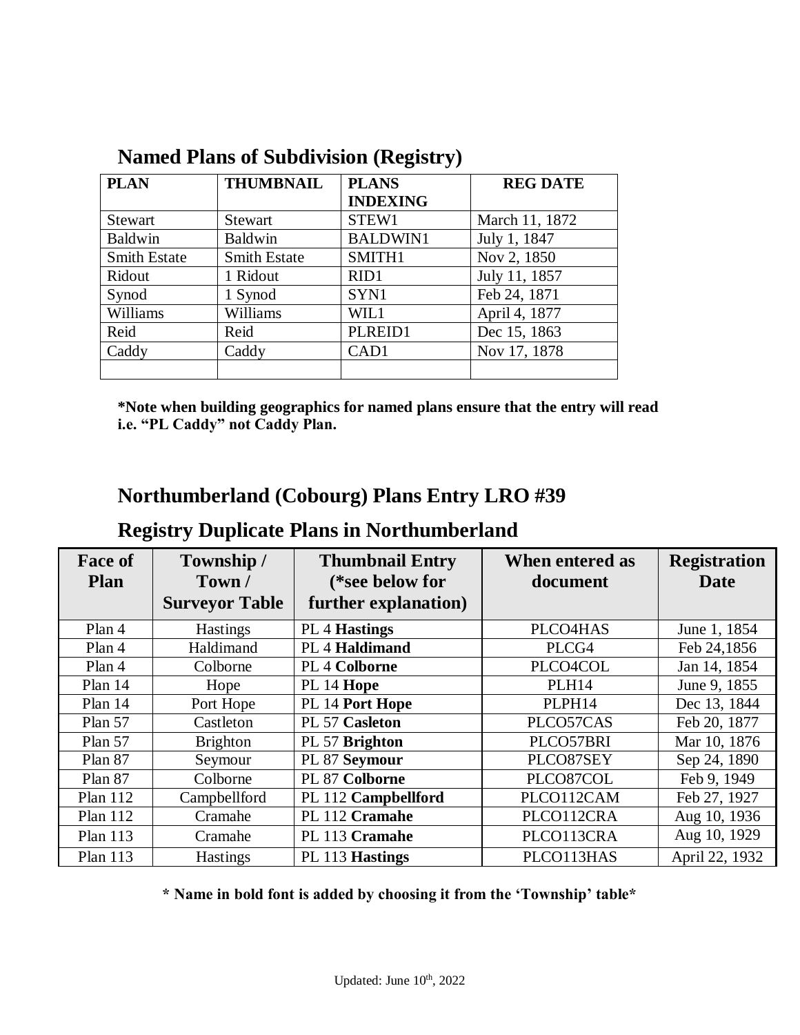## Named Plans of Subdivision (Registry)

| PLAN | THUMBNAIL | PLANS INDEXING | REG DATE |
|---|---|---|---|
| Stewart | Stewart | STEW1 | March 11, 1872 |
| Baldwin | Baldwin | BALDWIN1 | July 1, 1847 |
| Smith Estate | Smith Estate | SMITH1 | Nov 2, 1850 |
| Ridout | 1 Ridout | RID1 | July 11, 1857 |
| Synod | 1 Synod | SYN1 | Feb 24, 1871 |
| Williams | Williams | WIL1 | April 4, 1877 |
| Reid | Reid | PLREID1 | Dec 15, 1863 |
| Caddy | Caddy | CAD1 | Nov 17, 1878 |
| | | | |

**\*Note when building geographics for named plans ensure that the entry will read i.e. "PL Caddy" not Caddy Plan.**

## Northumberland (Cobourg) Plans Entry LRO #39

## Registry Duplicate Plans in Northumberland

| Face of Plan | Township / Town / Surveyor Table | Thumbnail Entry (*see below for further explanation) | When entered as document | Registration Date |
|---|---|---|---|---|
| Plan 4 | Hastings | PL 4 **Hastings** | PLCO4HAS | June 1, 1854 |
| Plan 4 | Haldimand | PL 4 **Haldimand** | PLCG4 | Feb 24,1856 |
| Plan 4 | Colborne | PL 4 **Colborne** | PLCO4COL | Jan 14, 1854 |
| Plan 14 | Hope | PL 14 **Hope** | PLH14 | June 9, 1855 |
| Plan 14 | Port Hope | PL 14 **Port Hope** | PLPH14 | Dec 13, 1844 |
| Plan 57 | Castleton | PL 57 **Casleton** | PLCO57CAS | Feb 20, 1877 |
| Plan 57 | Brighton | PL 57 **Brighton** | PLCO57BRI | Mar 10, 1876 |
| Plan 87 | Seymour | PL 87 **Seymour** | PLCO87SEY | Sep 24, 1890 |
| Plan 87 | Colborne | PL 87 **Colborne** | PLCO87COL | Feb 9, 1949 |
| Plan 112 | Campbellford | PL 112 **Campbellford** | PLCO112CAM | Feb 27, 1927 |
| Plan 112 | Cramahe | PL 112 **Cramahe** | PLCO112CRA | Aug 10, 1936 |
| Plan 113 | Cramahe | PL 113 **Cramahe** | PLCO113CRA | Aug 10, 1929 |
| Plan 113 | Hastings | PL 113 **Hastings** | PLCO113HAS | April 22, 1932 |

**\* Name in bold font is added by choosing it from the 'Township' table\***

Updated: June 10th, 2022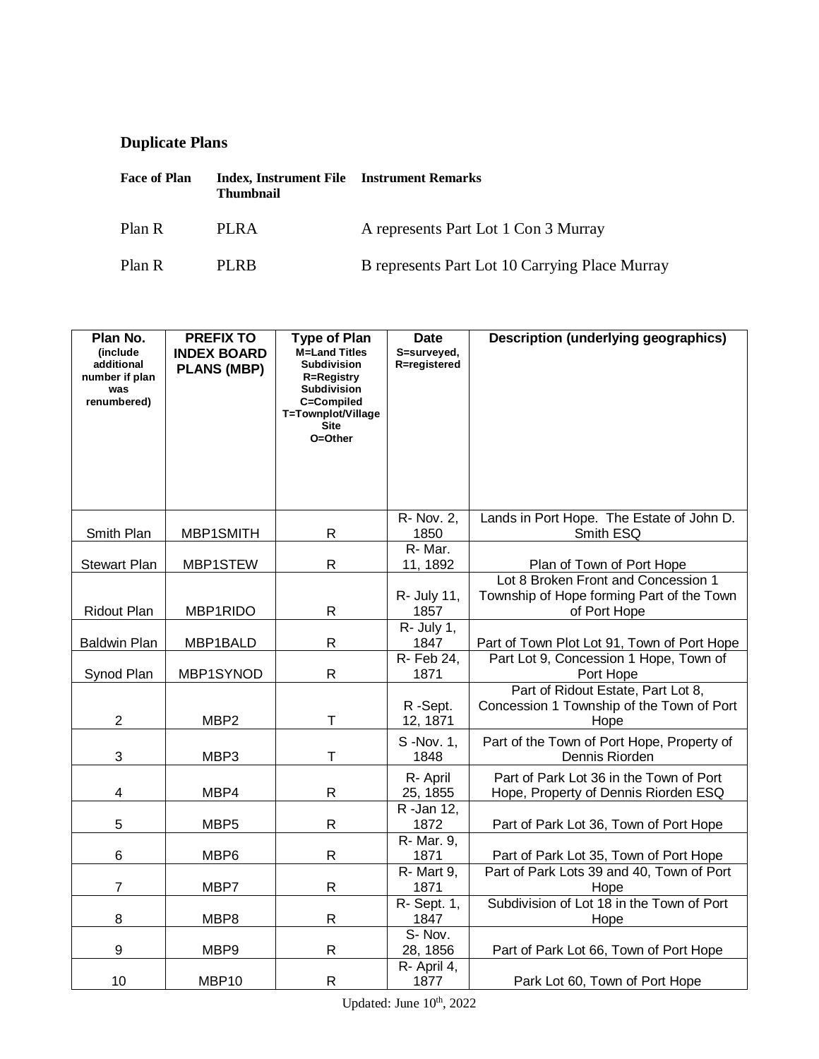## Duplicate Plans

| Face of Plan | Index, Instrument File Thumbnail | Instrument Remarks |
|---|---|---|
| Plan R | PLRA | A represents Part Lot 1 Con 3 Murray |
| Plan R | PLRB | B represents Part Lot 10 Carrying Place Murray |

| Plan No. (include additional number if plan was renumbered) | PREFIX TO INDEX BOARD PLANS (MBP) | Type of Plan M=Land Titles Subdivision R=Registry Subdivision C=Compiled T=Townplot/Village Site O=Other | Date S=surveyed, R=registered | Description (underlying geographics) |
|---|---|---|---|---|
| Smith Plan | MBP1SMITH | R | R- Nov. 2, 1850 | Lands in Port Hope. The Estate of John D. Smith ESQ |
| Stewart Plan | MBP1STEW | R | R- Mar. 11, 1892 | Plan of Town of Port Hope |
| Ridout Plan | MBP1RIDO | R | R- July 11, 1857 | Lot 8 Broken Front and Concession 1 Township of Hope forming Part of the Town of Port Hope |
| Baldwin Plan | MBP1BALD | R | R- July 1, 1847 | Part of Town Plot Lot 91, Town of Port Hope |
| Synod Plan | MBP1SYNOD | R | R- Feb 24, 1871 | Part Lot 9, Concession 1 Hope, Town of Port Hope |
| 2 | MBP2 | T | R -Sept. 12, 1871 | Part of Ridout Estate, Part Lot 8, Concession 1 Township of the Town of Port Hope |
| 3 | MBP3 | T | S -Nov. 1, 1848 | Part of the Town of Port Hope, Property of Dennis Riorden |
| 4 | MBP4 | R | R- April 25, 1855 | Part of Park Lot 36 in the Town of Port Hope, Property of Dennis Riorden ESQ |
| 5 | MBP5 | R | R -Jan 12, 1872 | Part of Park Lot 36, Town of Port Hope |
| 6 | MBP6 | R | R- Mar. 9, 1871 | Part of Park Lot 35, Town of Port Hope |
| 7 | MBP7 | R | R- Mart 9, 1871 | Part of Park Lots 39 and 40, Town of Port Hope |
| 8 | MBP8 | R | R- Sept. 1, 1847 | Subdivision of Lot 18 in the Town of Port Hope |
| 9 | MBP9 | R | S- Nov. 28, 1856 | Part of Park Lot 66, Town of Port Hope |
| 10 | MBP10 | R | R- April 4, 1877 | Park Lot 60, Town of Port Hope |

Updated: June 10th, 2022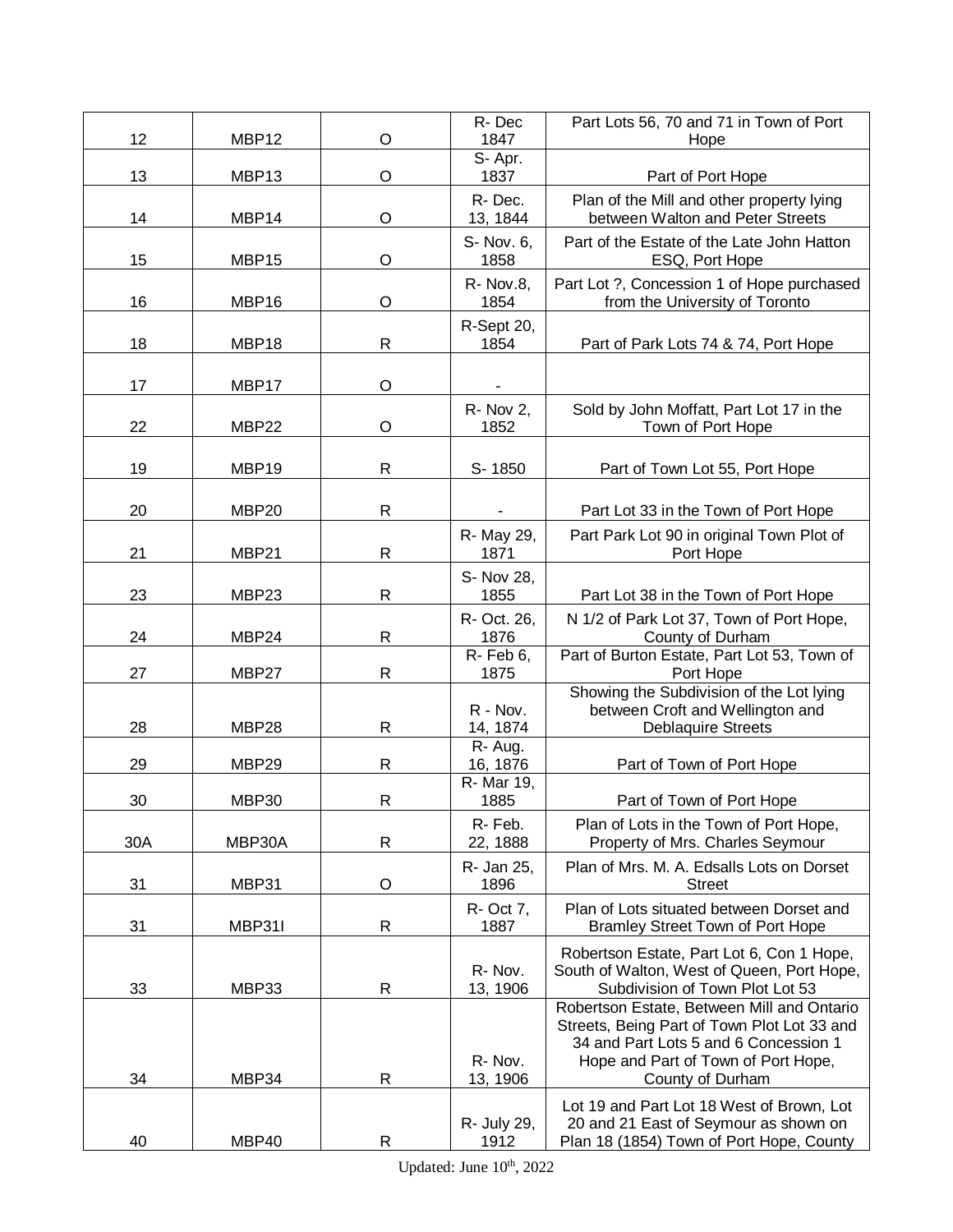| 12 | MBP12 | O | R- Dec 1847 | Part Lots 56, 70 and 71 in Town of Port Hope |
|---|---|---|---|---|
| 13 | MBP13 | O | S- Apr. 1837 | Part of Port Hope |
| 14 | MBP14 | O | R- Dec. 13, 1844 | Plan of the Mill and other property lying between Walton and Peter Streets |
| 15 | MBP15 | O | S- Nov. 6, 1858 | Part of the Estate of the Late John Hatton ESQ, Port Hope |
| 16 | MBP16 | O | R- Nov.8, 1854 | Part Lot ?, Concession 1 of Hope purchased from the University of Toronto |
| 18 | MBP18 | R | R-Sept 20, 1854 | Part of Park Lots 74 & 74, Port Hope |
| 17 | MBP17 | O | - | |
| 22 | MBP22 | O | R- Nov 2, 1852 | Sold by John Moffatt, Part Lot 17 in the Town of Port Hope |
| 19 | MBP19 | R | S- 1850 | Part of Town Lot 55, Port Hope |
| 20 | MBP20 | R | - | Part Lot 33 in the Town of Port Hope |
| 21 | MBP21 | R | R- May 29, 1871 | Part Park Lot 90 in original Town Plot of Port Hope |
| 23 | MBP23 | R | S- Nov 28, 1855 | Part Lot 38 in the Town of Port Hope |
| 24 | MBP24 | R | R- Oct. 26, 1876 | N 1/2 of Park Lot 37, Town of Port Hope, County of Durham |
| 27 | MBP27 | R | R- Feb 6, 1875 | Part of Burton Estate, Part Lot 53, Town of Port Hope |
| 28 | MBP28 | R | R - Nov. 14, 1874 | Showing the Subdivision of the Lot lying between Croft and Wellington and Deblaquire Streets |
| 29 | MBP29 | R | R- Aug. 16, 1876 | Part of Town of Port Hope |
| 30 | MBP30 | R | R- Mar 19, 1885 | Part of Town of Port Hope |
| 30A | MBP30A | R | R- Feb. 22, 1888 | Plan of Lots in the Town of Port Hope, Property of Mrs. Charles Seymour |
| 31 | MBP31 | O | R- Jan 25, 1896 | Plan of Mrs. M. A. Edsalls Lots on Dorset Street |
| 31 | MBP31I | R | R- Oct 7, 1887 | Plan of Lots situated between Dorset and Bramley Street Town of Port Hope |
| 33 | MBP33 | R | R- Nov. 13, 1906 | Robertson Estate, Part Lot 6, Con 1 Hope, South of Walton, West of Queen, Port Hope, Subdivision of Town Plot Lot 53 |
| 34 | MBP34 | R | R- Nov. 13, 1906 | Robertson Estate, Between Mill and Ontario Streets, Being Part of Town Plot Lot 33 and 34 and Part Lots 5 and 6 Concession 1 Hope and Part of Town of Port Hope, County of Durham |
| 40 | MBP40 | R | R- July 29, 1912 | Lot 19 and Part Lot 18 West of Brown, Lot 20 and 21 East of Seymour as shown on Plan 18 (1854) Town of Port Hope, County |

Updated: June 10th, 2022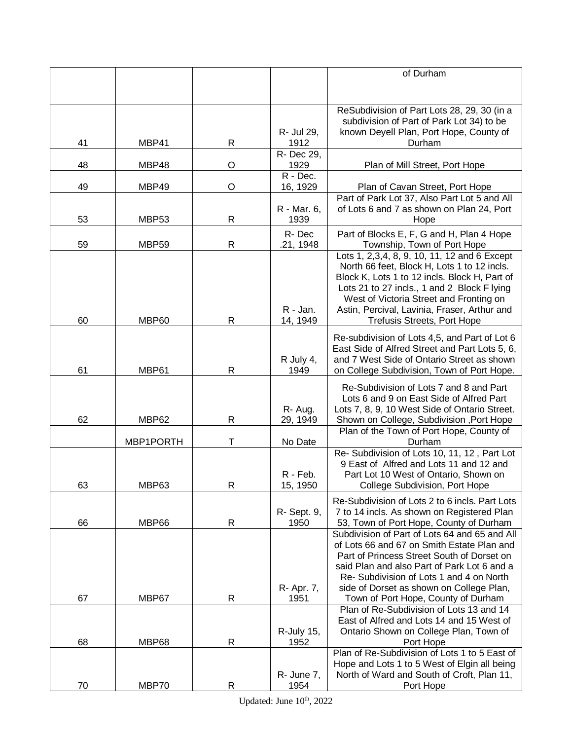| | | | | |
|---|---|---|---|---|
| | | | | of Durham |
| 41 | MBP41 | R | R- Jul 29, 1912 | ReSubdivision of Part Lots 28, 29, 30 (in a subdivision of Part of Park Lot 34) to be known Deyell Plan, Port Hope, County of Durham |
| 48 | MBP48 | O | R- Dec 29, 1929 | Plan of Mill Street, Port Hope |
| 49 | MBP49 | O | R - Dec. 16, 1929 | Plan of Cavan Street, Port Hope |
| 53 | MBP53 | R | R - Mar. 6, 1939 | Part of Park Lot 37, Also Part Lot 5 and All of Lots 6 and 7 as shown on Plan 24, Port Hope |
| 59 | MBP59 | R | R- Dec .21, 1948 | Part of Blocks E, F, G and H, Plan 4 Hope Township, Town of Port Hope |
| 60 | MBP60 | R | R - Jan. 14, 1949 | Lots 1, 2,3,4, 8, 9, 10, 11, 12 and 6 Except North 66 feet, Block H, Lots 1 to 12 incls. Block K, Lots 1 to 12 incls. Block H, Part of Lots 21 to 27 incls., 1 and 2 Block F lying West of Victoria Street and Fronting on Astin, Percival, Lavinia, Fraser, Arthur and Trefusis Streets, Port Hope |
| 61 | MBP61 | R | R July 4, 1949 | Re-subdivision of Lots 4,5, and Part of Lot 6 East Side of Alfred Street and Part Lots 5, 6, and 7 West Side of Ontario Street as shown on College Subdivision, Town of Port Hope. |
| 62 | MBP62 | R | R- Aug. 29, 1949 | Re-Subdivision of Lots 7 and 8 and Part Lots 6 and 9 on East Side of Alfred Part Lots 7, 8, 9, 10 West Side of Ontario Street. Shown on College, Subdivision ,Port Hope |
| | MBP1PORTH | T | No Date | Plan of the Town of Port Hope, County of Durham |
| 63 | MBP63 | R | R - Feb. 15, 1950 | Re- Subdivision of Lots 10, 11, 12 , Part Lot 9 East of Alfred and Lots 11 and 12 and Part Lot 10 West of Ontario, Shown on College Subdivision, Port Hope |
| 66 | MBP66 | R | R- Sept. 9, 1950 | Re-Subdivision of Lots 2 to 6 incls. Part Lots 7 to 14 incls. As shown on Registered Plan 53, Town of Port Hope, County of Durham |
| 67 | MBP67 | R | R- Apr. 7, 1951 | Subdivision of Part of Lots 64 and 65 and All of Lots 66 and 67 on Smith Estate Plan and Part of Princess Street South of Dorset on said Plan and also Part of Park Lot 6 and a Re- Subdivision of Lots 1 and 4 on North side of Dorset as shown on College Plan, Town of Port Hope, County of Durham |
| 68 | MBP68 | R | R-July 15, 1952 | Plan of Re-Subdivision of Lots 13 and 14 East of Alfred and Lots 14 and 15 West of Ontario Shown on College Plan, Town of Port Hope |
| 70 | MBP70 | R | R- June 7, 1954 | Plan of Re-Subdivision of Lots 1 to 5 East of Hope and Lots 1 to 5 West of Elgin all being North of Ward and South of Croft, Plan 11, Port Hope |

Updated: June 10th, 2022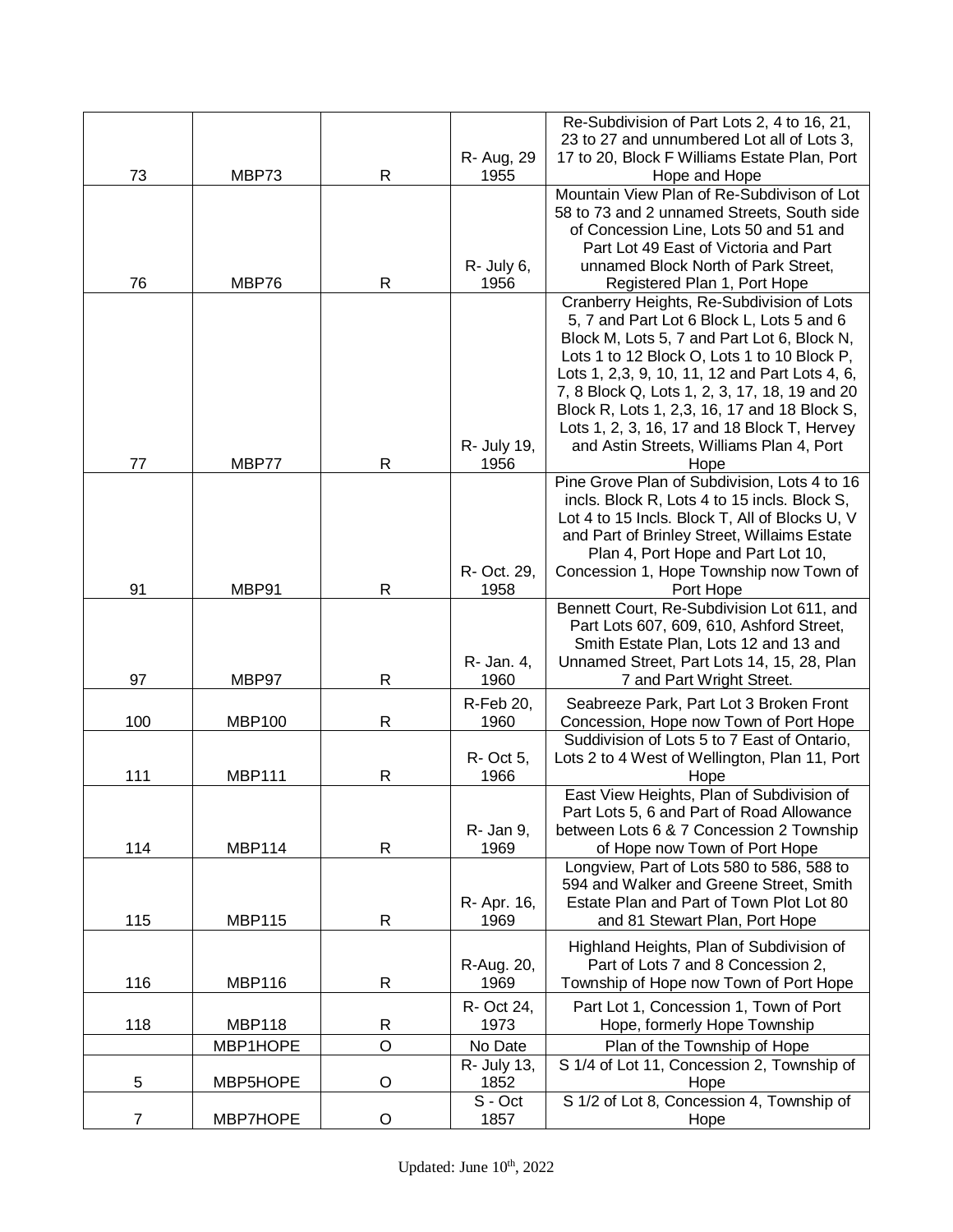| | | | | |
|---|---|---|---|---|
| 73 | MBP73 | R | R- Aug, 29 1955 | Re-Subdivision of Part Lots 2, 4 to 16, 21, 23 to 27 and unnumbered Lot all of Lots 3, 17 to 20, Block F Williams Estate Plan, Port Hope and Hope |
| 76 | MBP76 | R | R- July 6, 1956 | Mountain View Plan of Re-Subdivison of Lot 58 to 73 and 2 unnamed Streets, South side of Concession Line, Lots 50 and 51 and Part Lot 49 East of Victoria and Part unnamed Block North of Park Street, Registered Plan 1, Port Hope |
| 77 | MBP77 | R | R- July 19, 1956 | Cranberry Heights, Re-Subdivision of Lots 5, 7 and Part Lot 6 Block L, Lots 5 and 6 Block M, Lots 5, 7 and Part Lot 6, Block N, Lots 1 to 12 Block O, Lots 1 to 10 Block P, Lots 1, 2,3, 9, 10, 11, 12 and Part Lots 4, 6, 7, 8 Block Q, Lots 1, 2, 3, 17, 18, 19 and 20 Block R, Lots 1, 2,3, 16, 17 and 18 Block S, Lots 1, 2, 3, 16, 17 and 18 Block T, Hervey and Astin Streets, Williams Plan 4, Port Hope |
| 91 | MBP91 | R | R- Oct. 29, 1958 | Pine Grove Plan of Subdivision, Lots 4 to 16 incls. Block R, Lots 4 to 15 incls. Block S, Lot 4 to 15 Incls. Block T, All of Blocks U, V and Part of Brinley Street, Willaims Estate Plan 4, Port Hope and Part Lot 10, Concession 1, Hope Township now Town of Port Hope |
| 97 | MBP97 | R | R- Jan. 4, 1960 | Bennett Court, Re-Subdivision Lot 611, and Part Lots 607, 609, 610, Ashford Street, Smith Estate Plan, Lots 12 and 13 and Unnamed Street, Part Lots 14, 15, 28, Plan 7 and Part Wright Street. |
| 100 | MBP100 | R | R-Feb 20, 1960 | Seabreeze Park, Part Lot 3 Broken Front Concession, Hope now Town of Port Hope |
| 111 | MBP111 | R | R- Oct 5, 1966 | Suddivision of Lots 5 to 7 East of Ontario, Lots 2 to 4 West of Wellington, Plan 11, Port Hope |
| 114 | MBP114 | R | R- Jan 9, 1969 | East View Heights, Plan of Subdivision of Part Lots 5, 6 and Part of Road Allowance between Lots 6 & 7 Concession 2 Township of Hope now Town of Port Hope |
| 115 | MBP115 | R | R- Apr. 16, 1969 | Longview, Part of Lots 580 to 586, 588 to 594 and Walker and Greene Street, Smith Estate Plan and Part of Town Plot Lot 80 and 81 Stewart Plan, Port Hope |
| 116 | MBP116 | R | R-Aug. 20, 1969 | Highland Heights, Plan of Subdivision of Part of Lots 7 and 8 Concession 2, Township of Hope now Town of Port Hope |
| 118 | MBP118 | R | R- Oct 24, 1973 | Part Lot 1, Concession 1, Town of Port Hope, formerly Hope Township |
| | MBP1HOPE | O | No Date | Plan of the Township of Hope |
| 5 | MBP5HOPE | O | R- July 13, 1852 | S 1/4 of Lot 11, Concession 2, Township of Hope |
| 7 | MBP7HOPE | O | S - Oct 1857 | S 1/2 of Lot 8, Concession 4, Township of Hope |

Updated: June 10th, 2022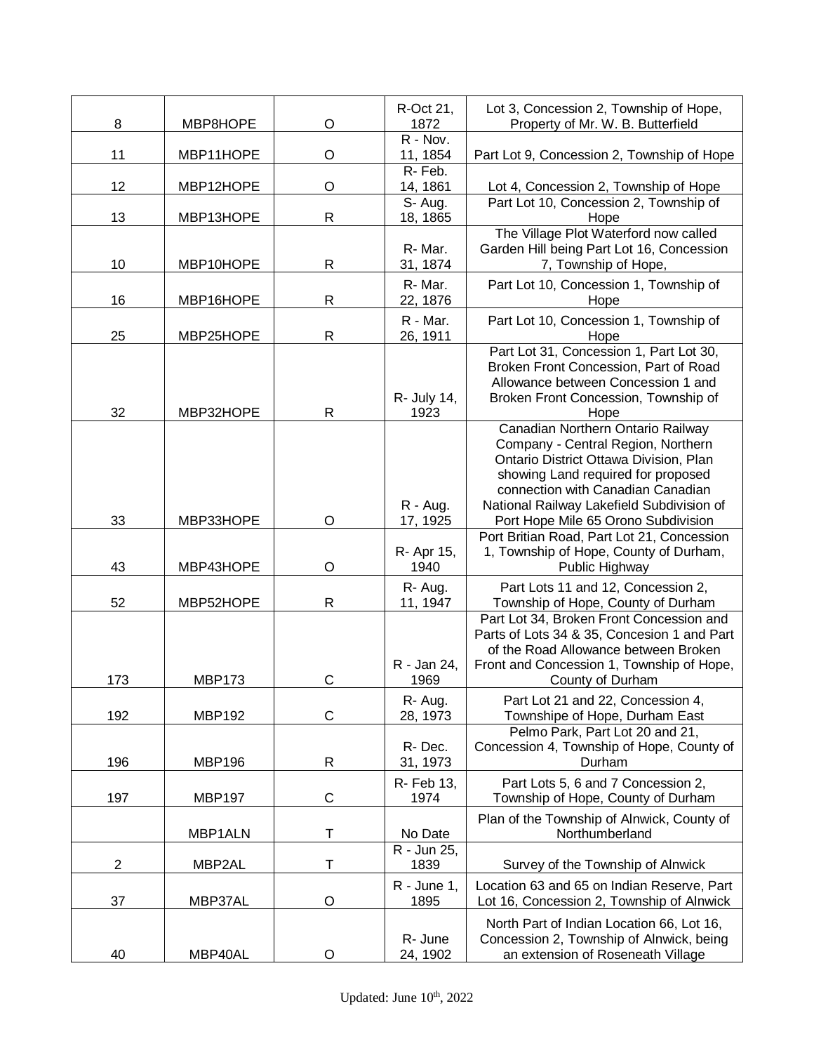| | | | | |
|---|---|---|---|---|
| 8 | MBP8HOPE | O | R-Oct 21, 1872 | Lot 3, Concession 2, Township of Hope, Property of Mr. W. B. Butterfield |
| 11 | MBP11HOPE | O | R - Nov. 11, 1854 | Part Lot 9, Concession 2, Township of Hope |
| 12 | MBP12HOPE | O | R- Feb. 14, 1861 | Lot 4, Concession 2, Township of Hope |
| 13 | MBP13HOPE | R | S- Aug. 18, 1865 | Part Lot 10, Concession 2, Township of Hope |
| 10 | MBP10HOPE | R | R- Mar. 31, 1874 | The Village Plot Waterford now called Garden Hill being Part Lot 16, Concession 7, Township of Hope, |
| 16 | MBP16HOPE | R | R- Mar. 22, 1876 | Part Lot 10, Concession 1, Township of Hope |
| 25 | MBP25HOPE | R | R - Mar. 26, 1911 | Part Lot 10, Concession 1, Township of Hope |
| 32 | MBP32HOPE | R | R- July 14, 1923 | Part Lot 31, Concession 1, Part Lot 30, Broken Front Concession, Part of Road Allowance between Concession 1 and Broken Front Concession, Township of Hope |
| 33 | MBP33HOPE | O | R - Aug. 17, 1925 | Canadian Northern Ontario Railway Company - Central Region, Northern Ontario District Ottawa Division, Plan showing Land required for proposed connection with Canadian Canadian National Railway Lakefield Subdivision of Port Hope Mile 65 Orono Subdivision |
| 43 | MBP43HOPE | O | R- Apr 15, 1940 | Port Britian Road, Part Lot 21, Concession 1, Township of Hope, County of Durham, Public Highway |
| 52 | MBP52HOPE | R | R- Aug. 11, 1947 | Part Lots 11 and 12, Concession 2, Township of Hope, County of Durham |
| 173 | MBP173 | C | R - Jan 24, 1969 | Part Lot 34, Broken Front Concession and Parts of Lots 34 & 35, Concesion 1 and Part of the Road Allowance between Broken Front and Concession 1, Township of Hope, County of Durham |
| 192 | MBP192 | C | R- Aug. 28, 1973 | Part Lot 21 and 22, Concession 4, Townshipe of Hope, Durham East |
| 196 | MBP196 | R | R- Dec. 31, 1973 | Pelmo Park, Part Lot 20 and 21, Concession 4, Township of Hope, County of Durham |
| 197 | MBP197 | C | R- Feb 13, 1974 | Part Lots 5, 6 and 7 Concession 2, Township of Hope, County of Durham |
| | MBP1ALN | T | No Date | Plan of the Township of Alnwick, County of Northumberland |
| 2 | MBP2AL | T | R - Jun 25, 1839 | Survey of the Township of Alnwick |
| 37 | MBP37AL | O | R - June 1, 1895 | Location 63 and 65 on Indian Reserve, Part Lot 16, Concession 2, Township of Alnwick |
| 40 | MBP40AL | O | R- June 24, 1902 | North Part of Indian Location 66, Lot 16, Concession 2, Township of Alnwick, being an extension of Roseneath Village |

Updated: June 10th, 2022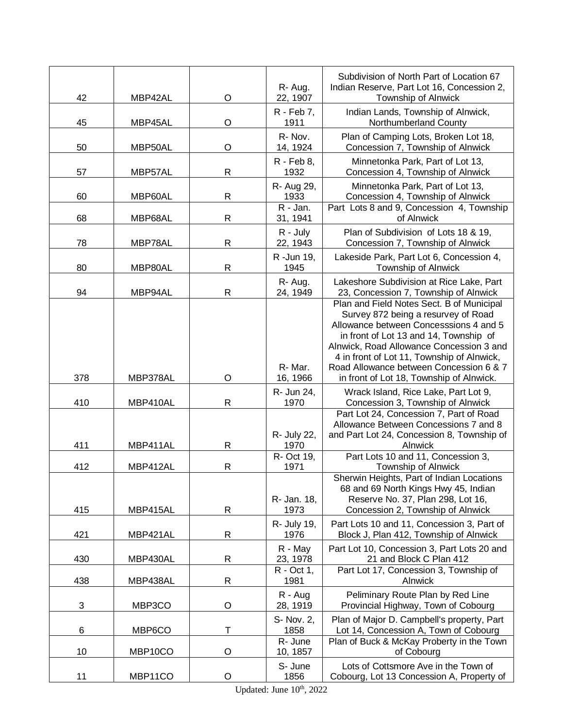| | | | | |
|---|---|---|---|---|
| 42 | MBP42AL | O | R- Aug. 22, 1907 | Subdivision of North Part of Location 67 Indian Reserve, Part Lot 16, Concession 2, Township of Alnwick |
| 45 | MBP45AL | O | R - Feb 7, 1911 | Indian Lands, Township of Alnwick, Northumberland County |
| 50 | MBP50AL | O | R- Nov. 14, 1924 | Plan of Camping Lots, Broken Lot 18, Concession 7, Township of Alnwick |
| 57 | MBP57AL | R | R - Feb 8, 1932 | Minnetonka Park, Part of Lot 13, Concession 4, Township of Alnwick |
| 60 | MBP60AL | R | R- Aug 29, 1933 | Minnetonka Park, Part of Lot 13, Concession 4, Township of Alnwick |
| 68 | MBP68AL | R | R - Jan. 31, 1941 | Part Lots 8 and 9, Concession 4, Township of Alnwick |
| 78 | MBP78AL | R | R - July 22, 1943 | Plan of Subdivision of Lots 18 & 19, Concession 7, Township of Alnwick |
| 80 | MBP80AL | R | R -Jun 19, 1945 | Lakeside Park, Part Lot 6, Concession 4, Township of Alnwick |
| 94 | MBP94AL | R | R- Aug. 24, 1949 | Lakeshore Subdivision at Rice Lake, Part 23, Concession 7, Township of Alnwick |
| 378 | MBP378AL | O | R- Mar. 16, 1966 | Plan and Field Notes Sect. B of Municipal Survey 872 being a resurvey of Road Allowance between Concesssions 4 and 5 in front of Lot 13 and 14, Township of Alnwick, Road Allowance Concession 3 and 4 in front of Lot 11, Township of Alnwick, Road Allowance between Concession 6 & 7 in front of Lot 18, Township of Alnwick. |
| 410 | MBP410AL | R | R- Jun 24, 1970 | Wrack Island, Rice Lake, Part Lot 9, Concession 3, Township of Alnwick |
| 411 | MBP411AL | R | R- July 22, 1970 | Part Lot 24, Concession 7, Part of Road Allowance Between Concessions 7 and 8 and Part Lot 24, Concession 8, Township of Alnwick |
| 412 | MBP412AL | R | R- Oct 19, 1971 | Part Lots 10 and 11, Concession 3, Township of Alnwick |
| 415 | MBP415AL | R | R- Jan. 18, 1973 | Sherwin Heights, Part of Indian Locations 68 and 69 North Kings Hwy 45, Indian Reserve No. 37, Plan 298, Lot 16, Concession 2, Township of Alnwick |
| 421 | MBP421AL | R | R- July 19, 1976 | Part Lots 10 and 11, Concession 3, Part of Block J, Plan 412, Township of Alnwick |
| 430 | MBP430AL | R | R - May 23, 1978 | Part Lot 10, Concession 3, Part Lots 20 and 21 and Block C Plan 412 |
| 438 | MBP438AL | R | R - Oct 1, 1981 | Part Lot 17, Concession 3, Township of Alnwick |
| 3 | MBP3CO | O | R - Aug 28, 1919 | Peliminary Route Plan by Red Line Provincial Highway, Town of Cobourg |
| 6 | MBP6CO | T | S- Nov. 2, 1858 | Plan of Major D. Campbell's property, Part Lot 14, Concession A, Town of Cobourg |
| 10 | MBP10CO | O | R- June 10, 1857 | Plan of Buck & McKay Proberty in the Town of Cobourg |
| 11 | MBP11CO | O | S- June 1856 | Lots of Cottsmore Ave in the Town of Cobourg, Lot 13 Concession A, Property of |

Updated: June 10th, 2022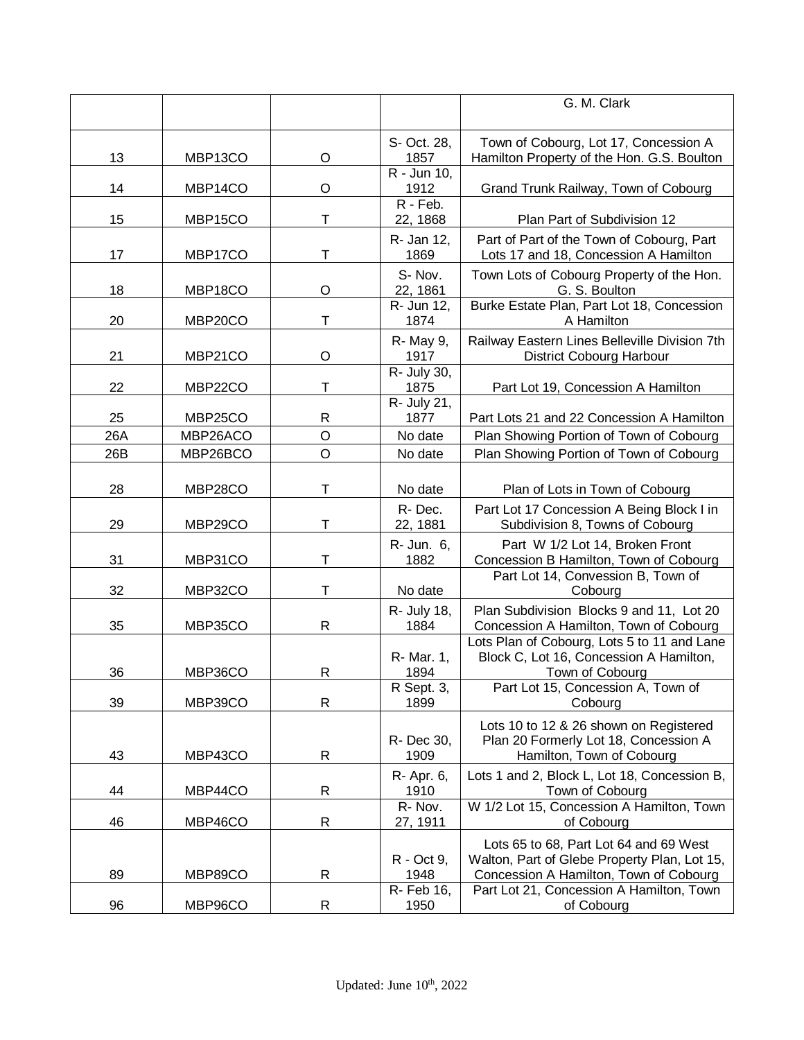|  |  |  |  | G. M. Clark |
|---|---|---|---|---|
| 13 | MBP13CO | O | S- Oct. 28, 1857 | Town of Cobourg, Lot 17, Concession A Hamilton Property of the Hon. G.S. Boulton |
| 14 | MBP14CO | O | R - Jun 10, 1912 | Grand Trunk Railway, Town of Cobourg |
| 15 | MBP15CO | T | R - Feb. 22, 1868 | Plan Part of Subdivision 12 |
| 17 | MBP17CO | T | R- Jan 12, 1869 | Part of Part of the Town of Cobourg, Part Lots 17 and 18, Concession A Hamilton |
| 18 | MBP18CO | O | S- Nov. 22, 1861 | Town Lots of Cobourg Property of the Hon. G. S. Boulton |
| 20 | MBP20CO | T | R- Jun 12, 1874 | Burke Estate Plan, Part Lot 18, Concession A Hamilton |
| 21 | MBP21CO | O | R- May 9, 1917 | Railway Eastern Lines Belleville Division 7th District Cobourg Harbour |
| 22 | MBP22CO | T | R- July 30, 1875 | Part Lot 19, Concession A Hamilton |
| 25 | MBP25CO | R | R- July 21, 1877 | Part Lots 21 and 22 Concession A Hamilton |
| 26A | MBP26ACO | O | No date | Plan Showing Portion of Town of Cobourg |
| 26B | MBP26BCO | O | No date | Plan Showing Portion of Town of Cobourg |
| 28 | MBP28CO | T | No date | Plan of Lots in Town of Cobourg |
| 29 | MBP29CO | T | R- Dec. 22, 1881 | Part Lot 17 Concession A Being Block I in Subdivision 8, Towns of Cobourg |
| 31 | MBP31CO | T | R- Jun. 6, 1882 | Part W 1/2 Lot 14, Broken Front Concession B Hamilton, Town of Cobourg |
| 32 | MBP32CO | T | No date | Part Lot 14, Convession B, Town of Cobourg |
| 35 | MBP35CO | R | R- July 18, 1884 | Plan Subdivision Blocks 9 and 11, Lot 20 Concession A Hamilton, Town of Cobourg |
| 36 | MBP36CO | R | R- Mar. 1, 1894 | Lots Plan of Cobourg, Lots 5 to 11 and Lane Block C, Lot 16, Concession A Hamilton, Town of Cobourg |
| 39 | MBP39CO | R | R Sept. 3, 1899 | Part Lot 15, Concession A, Town of Cobourg |
| 43 | MBP43CO | R | R- Dec 30, 1909 | Lots 10 to 12 & 26 shown on Registered Plan 20 Formerly Lot 18, Concession A Hamilton, Town of Cobourg |
| 44 | MBP44CO | R | R- Apr. 6, 1910 | Lots 1 and 2, Block L, Lot 18, Concession B, Town of Cobourg |
| 46 | MBP46CO | R | R- Nov. 27, 1911 | W 1/2 Lot 15, Concession A Hamilton, Town of Cobourg |
| 89 | MBP89CO | R | R - Oct 9, 1948 | Lots 65 to 68, Part Lot 64 and 69 West Walton, Part of Glebe Property Plan, Lot 15, Concession A Hamilton, Town of Cobourg |
| 96 | MBP96CO | R | R- Feb 16, 1950 | Part Lot 21, Concession A Hamilton, Town of Cobourg |

Updated: June 10th, 2022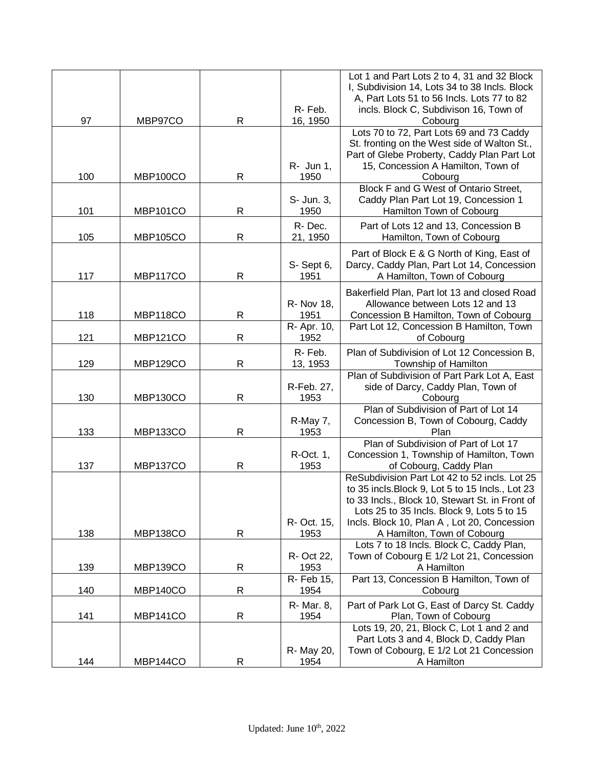| | | | | |
|---|---|---|---|---|
| 97 | MBP97CO | R | R- Feb. 16, 1950 | Lot 1 and Part Lots 2 to 4, 31 and 32 Block I, Subdivision 14, Lots 34 to 38 Incls. Block A, Part Lots 51 to 56 Incls. Lots 77 to 82 incls. Block C, Subdivison 16, Town of Cobourg |
| 100 | MBP100CO | R | R- Jun 1, 1950 | Lots 70 to 72, Part Lots 69 and 73 Caddy St. fronting on the West side of Walton St., Part of Glebe Proberty, Caddy Plan Part Lot 15, Concession A Hamilton, Town of Cobourg |
| 101 | MBP101CO | R | S- Jun. 3, 1950 | Block F and G West of Ontario Street, Caddy Plan Part Lot 19, Concession 1 Hamilton Town of Cobourg |
| 105 | MBP105CO | R | R- Dec. 21, 1950 | Part of Lots 12 and 13, Concession B Hamilton, Town of Cobourg |
| 117 | MBP117CO | R | S- Sept 6, 1951 | Part of Block E & G North of King, East of Darcy, Caddy Plan, Part Lot 14, Concession A Hamilton, Town of Cobourg |
| 118 | MBP118CO | R | R- Nov 18, 1951 | Bakerfield Plan, Part lot 13 and closed Road Allowance between Lots 12 and 13 Concession B Hamilton, Town of Cobourg |
| 121 | MBP121CO | R | R- Apr. 10, 1952 | Part Lot 12, Concession B Hamilton, Town of Cobourg |
| 129 | MBP129CO | R | R- Feb. 13, 1953 | Plan of Subdivision of Lot 12 Concession B, Township of Hamilton |
| 130 | MBP130CO | R | R-Feb. 27, 1953 | Plan of Subdivision of Part Park Lot A, East side of Darcy, Caddy Plan, Town of Cobourg |
| 133 | MBP133CO | R | R-May 7, 1953 | Plan of Subdivision of Part of Lot 14 Concession B, Town of Cobourg, Caddy Plan |
| 137 | MBP137CO | R | R-Oct. 1, 1953 | Plan of Subdivision of Part of Lot 17 Concession 1, Township of Hamilton, Town of Cobourg, Caddy Plan |
| 138 | MBP138CO | R | R- Oct. 15, 1953 | ReSubdivision Part Lot 42 to 52 incls. Lot 25 to 35 incls.Block 9, Lot 5 to 15 Incls., Lot 23 to 33 Incls., Block 10, Stewart St. in Front of Lots 25 to 35 Incls. Block 9, Lots 5 to 15 Incls. Block 10, Plan A , Lot 20, Concession A Hamilton, Town of Cobourg |
| 139 | MBP139CO | R | R- Oct 22, 1953 | Lots 7 to 18 Incls. Block C, Caddy Plan, Town of Cobourg E 1/2 Lot 21, Concession A Hamilton |
| 140 | MBP140CO | R | R- Feb 15, 1954 | Part 13, Concession B Hamilton, Town of Cobourg |
| 141 | MBP141CO | R | R- Mar. 8, 1954 | Part of Park Lot G, East of Darcy St. Caddy Plan, Town of Cobourg |
| 144 | MBP144CO | R | R- May 20, 1954 | Lots 19, 20, 21, Block C, Lot 1 and 2 and Part Lots 3 and 4, Block D, Caddy Plan Town of Cobourg, E 1/2 Lot 21 Concession A Hamilton |

Updated: June 10th, 2022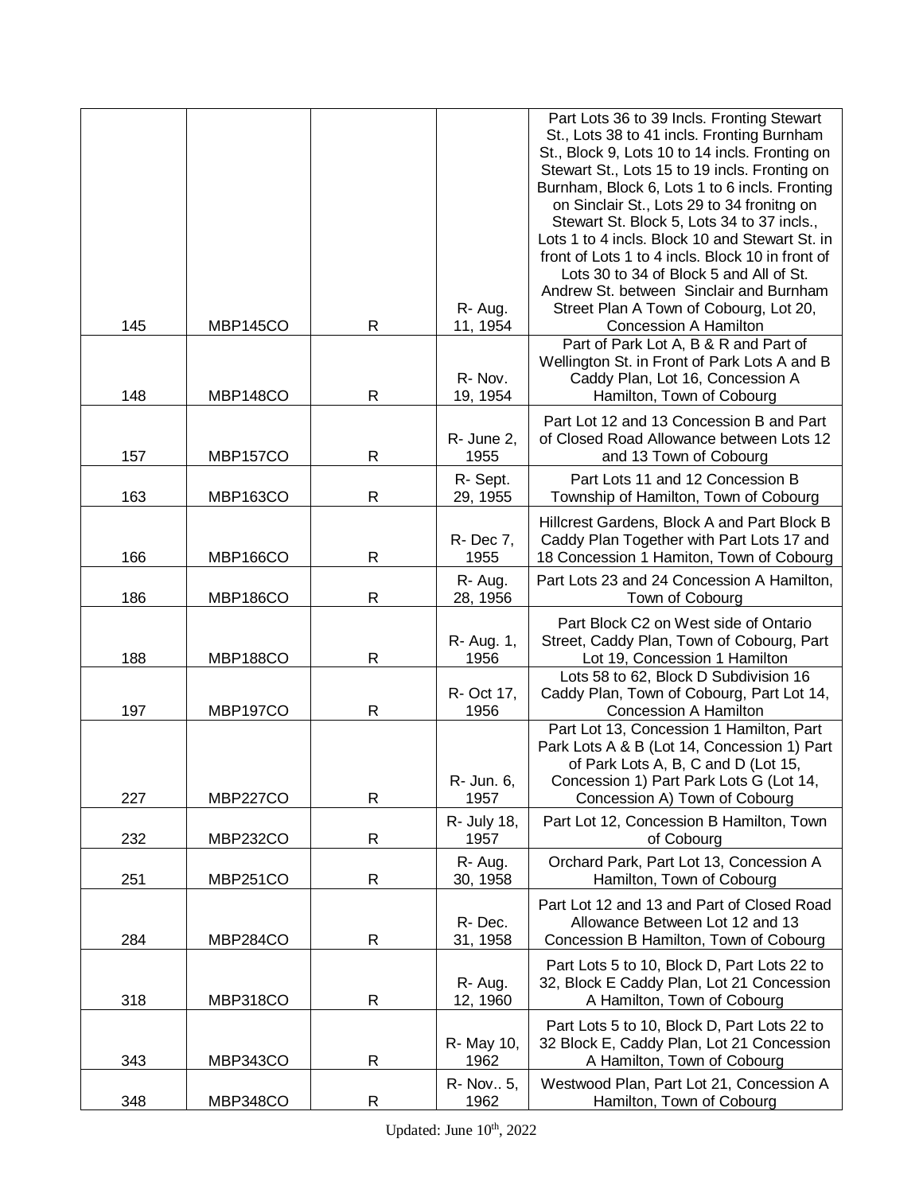| | | | | |
|---|---|---|---|---|
| 145 | MBP145CO | R | R- Aug. 11, 1954 | Part Lots 36 to 39 Incls. Fronting Stewart St., Lots 38 to 41 incls. Fronting Burnham St., Block 9, Lots 10 to 14 incls. Fronting on Stewart St., Lots 15 to 19 incls. Fronting on Burnham, Block 6, Lots 1 to 6 incls. Fronting on Sinclair St., Lots 29 to 34 fronitng on Stewart St. Block 5, Lots 34 to 37 incls., Lots 1 to 4 incls. Block 10 and Stewart St. in front of Lots 1 to 4 incls. Block 10 in front of Lots 30 to 34 of Block 5 and All of St. Andrew St. between Sinclair and Burnham Street Plan A Town of Cobourg, Lot 20, Concession A Hamilton |
| 148 | MBP148CO | R | R- Nov. 19, 1954 | Part of Park Lot A, B & R and Part of Wellington St. in Front of Park Lots A and B Caddy Plan, Lot 16, Concession A Hamilton, Town of Cobourg |
| 157 | MBP157CO | R | R- June 2, 1955 | Part Lot 12 and 13 Concession B and Part of Closed Road Allowance between Lots 12 and 13 Town of Cobourg |
| 163 | MBP163CO | R | R- Sept. 29, 1955 | Part Lots 11 and 12 Concession B Township of Hamilton, Town of Cobourg |
| 166 | MBP166CO | R | R- Dec 7, 1955 | Hillcrest Gardens, Block A and Part Block B Caddy Plan Together with Part Lots 17 and 18 Concession 1 Hamiton, Town of Cobourg |
| 186 | MBP186CO | R | R- Aug. 28, 1956 | Part Lots 23 and 24 Concession A Hamilton, Town of Cobourg |
| 188 | MBP188CO | R | R- Aug. 1, 1956 | Part Block C2 on West side of Ontario Street, Caddy Plan, Town of Cobourg, Part Lot 19, Concession 1 Hamilton |
| 197 | MBP197CO | R | R- Oct 17, 1956 | Lots 58 to 62, Block D Subdivision 16 Caddy Plan, Town of Cobourg, Part Lot 14, Concession A Hamilton |
| 227 | MBP227CO | R | R- Jun. 6, 1957 | Part Lot 13, Concession 1 Hamilton, Part Park Lots A & B (Lot 14, Concession 1) Part of Park Lots A, B, C and D (Lot 15, Concession 1) Part Park Lots G (Lot 14, Concession A) Town of Cobourg |
| 232 | MBP232CO | R | R- July 18, 1957 | Part Lot 12, Concession B Hamilton, Town of Cobourg |
| 251 | MBP251CO | R | R- Aug. 30, 1958 | Orchard Park, Part Lot 13, Concession A Hamilton, Town of Cobourg |
| 284 | MBP284CO | R | R- Dec. 31, 1958 | Part Lot 12 and 13 and Part of Closed Road Allowance Between Lot 12 and 13 Concession B Hamilton, Town of Cobourg |
| 318 | MBP318CO | R | R- Aug. 12, 1960 | Part Lots 5 to 10, Block D, Part Lots 22 to 32, Block E Caddy Plan, Lot 21 Concession A Hamilton, Town of Cobourg |
| 343 | MBP343CO | R | R- May 10, 1962 | Part Lots 5 to 10, Block D, Part Lots 22 to 32 Block E, Caddy Plan, Lot 21 Concession A Hamilton, Town of Cobourg |
| 348 | MBP348CO | R | R- Nov.. 5, 1962 | Westwood Plan, Part Lot 21, Concession A Hamilton, Town of Cobourg |

Updated: June 10th, 2022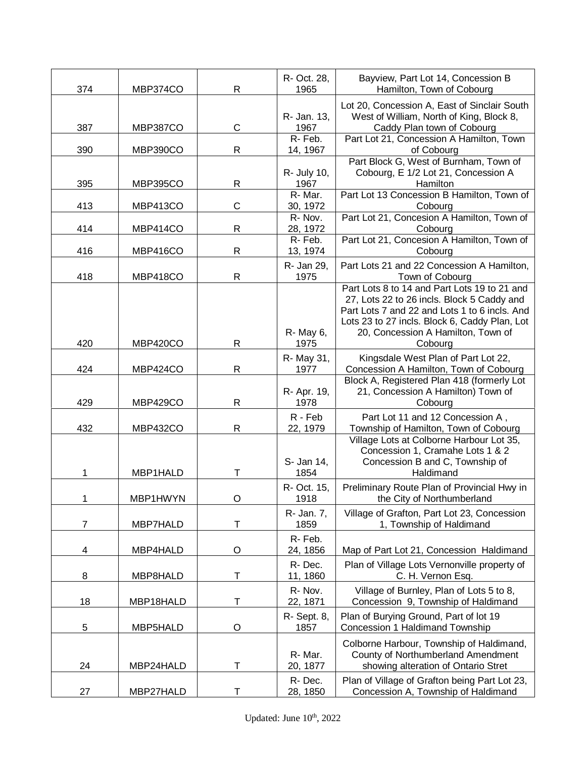| | | | | |
|---|---|---|---|---|
| 374 | MBP374CO | R | R- Oct. 28, 1965 | Bayview, Part Lot 14, Concession B Hamilton, Town of Cobourg |
| 387 | MBP387CO | C | R- Jan. 13, 1967 | Lot 20, Concession A, East of Sinclair South West of William, North of King, Block 8, Caddy Plan town of Cobourg |
| 390 | MBP390CO | R | R- Feb. 14, 1967 | Part Lot 21, Concession A Hamilton, Town of Cobourg |
| 395 | MBP395CO | R | R- July 10, 1967 | Part Block G, West of Burnham, Town of Cobourg, E 1/2 Lot 21, Concession A Hamilton |
| 413 | MBP413CO | C | R- Mar. 30, 1972 | Part Lot 13 Concession B Hamilton, Town of Cobourg |
| 414 | MBP414CO | R | R- Nov. 28, 1972 | Part Lot 21, Concesion A Hamilton, Town of Cobourg |
| 416 | MBP416CO | R | R- Feb. 13, 1974 | Part Lot 21, Concesion A Hamilton, Town of Cobourg |
| 418 | MBP418CO | R | R- Jan 29, 1975 | Part Lots 21 and 22 Concession A Hamilton, Town of Cobourg |
| 420 | MBP420CO | R | R- May 6, 1975 | Part Lots 8 to 14 and Part Lots 19 to 21 and 27, Lots 22 to 26 incls. Block 5 Caddy and Part Lots 7 and 22 and Lots 1 to 6 incls. And Lots 23 to 27 incls. Block 6, Caddy Plan, Lot 20, Concession A Hamilton, Town of Cobourg |
| 424 | MBP424CO | R | R- May 31, 1977 | Kingsdale West Plan of Part Lot 22, Concession A Hamilton, Town of Cobourg |
| 429 | MBP429CO | R | R- Apr. 19, 1978 | Block A, Registered Plan 418 (formerly Lot 21, Concession A Hamilton) Town of Cobourg |
| 432 | MBP432CO | R | R - Feb 22, 1979 | Part Lot 11 and 12 Concession A , Township of Hamilton, Town of Cobourg |
| 1 | MBP1HALD | T | S- Jan 14, 1854 | Village Lots at Colborne Harbour Lot 35, Concession 1, Cramahe Lots 1 & 2 Concession B and C, Township of Haldimand |
| 1 | MBP1HWYN | O | R- Oct. 15, 1918 | Preliminary Route Plan of Provincial Hwy in the City of Northumberland |
| 7 | MBP7HALD | T | R- Jan. 7, 1859 | Village of Grafton, Part Lot 23, Concession 1, Township of Haldimand |
| 4 | MBP4HALD | O | R- Feb. 24, 1856 | Map of Part Lot 21, Concession Haldimand |
| 8 | MBP8HALD | T | R- Dec. 11, 1860 | Plan of Village Lots Vernonville property of C. H. Vernon Esq. |
| 18 | MBP18HALD | T | R- Nov. 22, 1871 | Village of Burnley, Plan of Lots 5 to 8, Concession 9, Township of Haldimand |
| 5 | MBP5HALD | O | R- Sept. 8, 1857 | Plan of Burying Ground, Part of lot 19 Concession 1 Haldimand Township |
| 24 | MBP24HALD | T | R- Mar. 20, 1877 | Colborne Harbour, Township of Haldimand, County of Northumberland Amendment showing alteration of Ontario Stret |
| 27 | MBP27HALD | T | R- Dec. 28, 1850 | Plan of Village of Grafton being Part Lot 23, Concession A, Township of Haldimand |

Updated: June 10th, 2022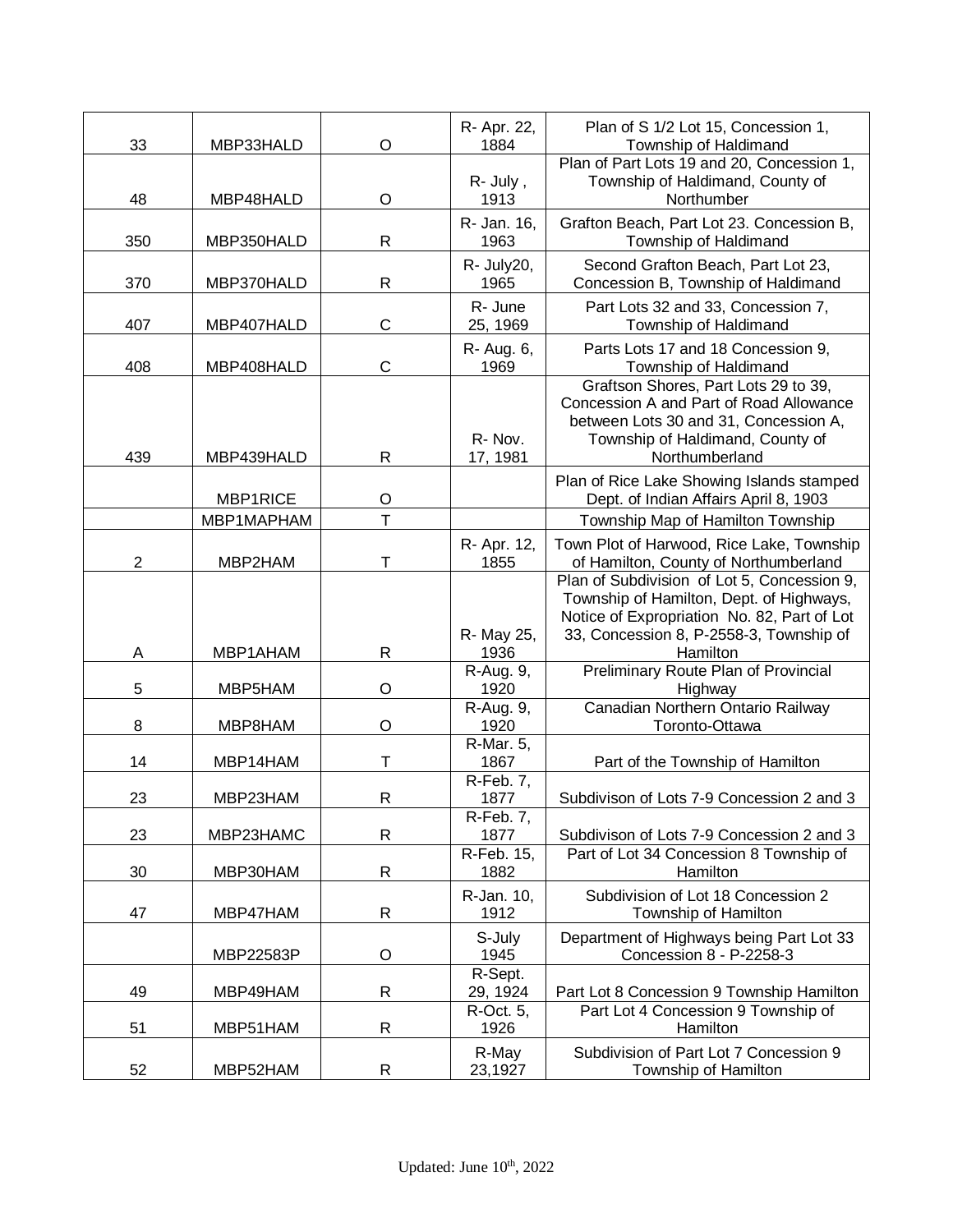| 33 | MBP33HALD | O | R- Apr. 22, 1884 | Plan of S 1/2 Lot 15, Concession 1, Township of Haldimand |
|---|---|---|---|---|
| 48 | MBP48HALD | O | R- July , 1913 | Plan of Part Lots 19 and 20, Concession 1, Township of Haldimand, County of Northumber |
| 350 | MBP350HALD | R | R- Jan. 16, 1963 | Grafton Beach, Part Lot 23. Concession B, Township of Haldimand |
| 370 | MBP370HALD | R | R- July20, 1965 | Second Grafton Beach, Part Lot 23, Concession B, Township of Haldimand |
| 407 | MBP407HALD | C | R- June 25, 1969 | Part Lots 32 and 33, Concession 7, Township of Haldimand |
| 408 | MBP408HALD | C | R- Aug. 6, 1969 | Parts Lots 17 and 18 Concession 9, Township of Haldimand |
| 439 | MBP439HALD | R | R- Nov. 17, 1981 | Graftson Shores, Part Lots 29 to 39, Concession A and Part of Road Allowance between Lots 30 and 31, Concession A, Township of Haldimand, County of Northumberland |
| | MBP1RICE | O | | Plan of Rice Lake Showing Islands stamped Dept. of Indian Affairs April 8, 1903 |
| | MBP1MAPHAM | T | | Township Map of Hamilton Township |
| 2 | MBP2HAM | T | R- Apr. 12, 1855 | Town Plot of Harwood, Rice Lake, Township of Hamilton, County of Northumberland |
| A | MBP1AHAM | R | R- May 25, 1936 | Plan of Subdivision of Lot 5, Concession 9, Township of Hamilton, Dept. of Highways, Notice of Expropriation No. 82, Part of Lot 33, Concession 8, P-2558-3, Township of Hamilton |
| 5 | MBP5HAM | O | R-Aug. 9, 1920 | Preliminary Route Plan of Provincial Highway |
| 8 | MBP8HAM | O | R-Aug. 9, 1920 | Canadian Northern Ontario Railway Toronto-Ottawa |
| 14 | MBP14HAM | T | R-Mar. 5, 1867 | Part of the Township of Hamilton |
| 23 | MBP23HAM | R | R-Feb. 7, 1877 | Subdivison of Lots 7-9 Concession 2 and 3 |
| 23 | MBP23HAMC | R | R-Feb. 7, 1877 | Subdivison of Lots 7-9 Concession 2 and 3 |
| 30 | MBP30HAM | R | R-Feb. 15, 1882 | Part of Lot 34 Concession 8 Township of Hamilton |
| 47 | MBP47HAM | R | R-Jan. 10, 1912 | Subdivision of Lot 18 Concession 2 Township of Hamilton |
| | MBP22583P | O | S-July 1945 | Department of Highways being Part Lot 33 Concession 8 - P-2258-3 |
| 49 | MBP49HAM | R | R-Sept. 29, 1924 | Part Lot 8 Concession 9 Township Hamilton |
| 51 | MBP51HAM | R | R-Oct. 5, 1926 | Part Lot 4 Concession 9 Township of Hamilton |
| 52 | MBP52HAM | R | R-May 23,1927 | Subdivision of Part Lot 7 Concession 9 Township of Hamilton |

Updated: June 10th, 2022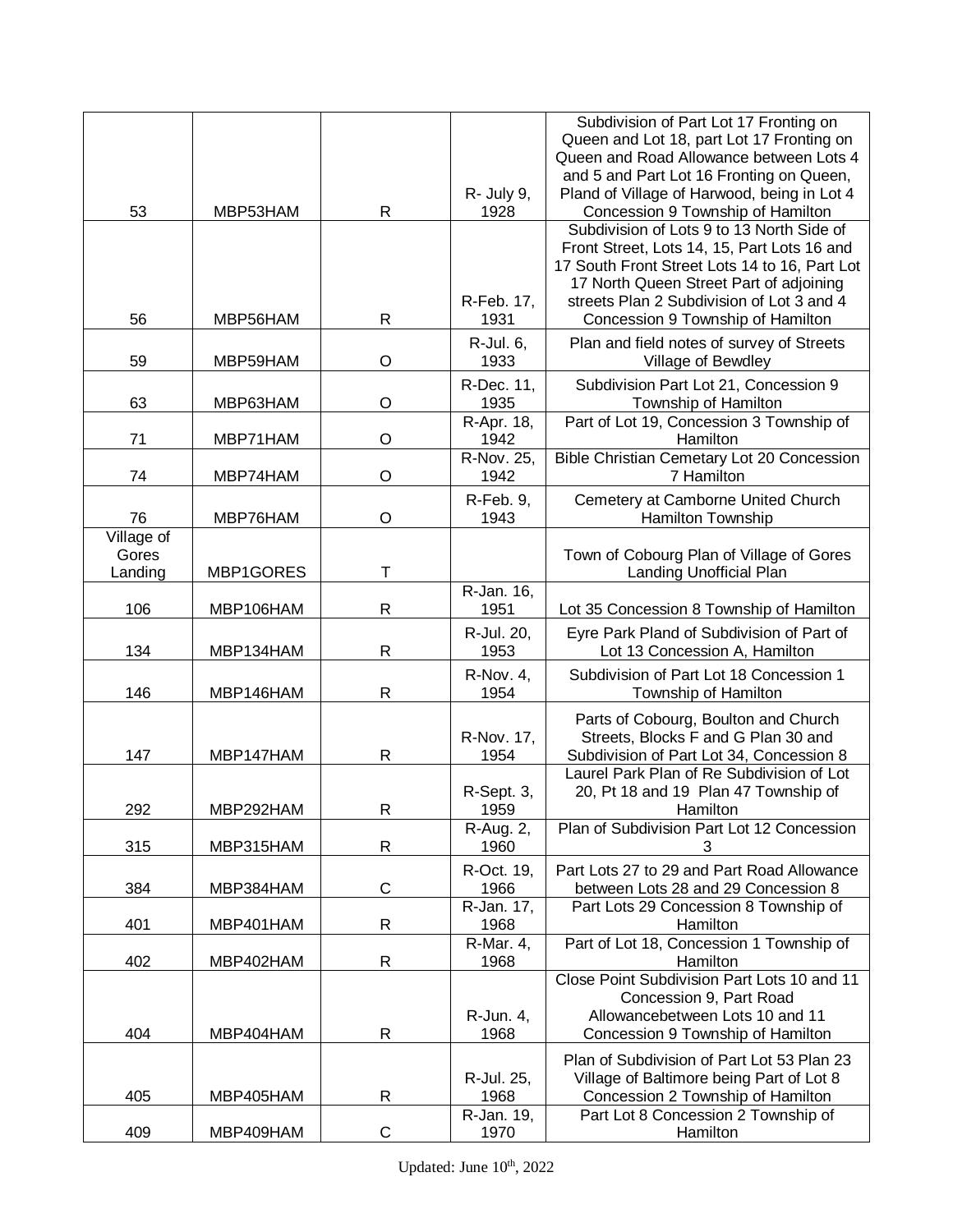| | | | | |
|---|---|---|---|---|
| 53 | MBP53HAM | R | R- July 9, 1928 | Subdivision of Part Lot 17 Fronting on Queen and Lot 18, part Lot 17 Fronting on Queen and Road Allowance between Lots 4 and 5 and Part Lot 16 Fronting on Queen, Pland of Village of Harwood, being in Lot 4 Concession 9 Township of Hamilton |
| 56 | MBP56HAM | R | R-Feb. 17, 1931 | Subdivision of Lots 9 to 13 North Side of Front Street, Lots 14, 15, Part Lots 16 and 17 South Front Street Lots 14 to 16, Part Lot 17 North Queen Street Part of adjoining streets Plan 2 Subdivision of Lot 3 and 4 Concession 9 Township of Hamilton |
| 59 | MBP59HAM | O | R-Jul. 6, 1933 | Plan and field notes of survey of Streets Village of Bewdley |
| 63 | MBP63HAM | O | R-Dec. 11, 1935 | Subdivision Part Lot 21, Concession 9 Township of Hamilton |
| 71 | MBP71HAM | O | R-Apr. 18, 1942 | Part of Lot 19, Concession 3 Township of Hamilton |
| 74 | MBP74HAM | O | R-Nov. 25, 1942 | Bible Christian Cemetary Lot 20 Concession 7 Hamilton |
| 76 | MBP76HAM | O | R-Feb. 9, 1943 | Cemetery at Camborne United Church Hamilton Township |
| Village of Gores Landing | MBP1GORES | T | | Town of Cobourg Plan of Village of Gores Landing Unofficial Plan |
| 106 | MBP106HAM | R | R-Jan. 16, 1951 | Lot 35 Concession 8 Township of Hamilton |
| 134 | MBP134HAM | R | R-Jul. 20, 1953 | Eyre Park Pland of Subdivision of Part of Lot 13 Concession A, Hamilton |
| 146 | MBP146HAM | R | R-Nov. 4, 1954 | Subdivision of Part Lot 18 Concession 1 Township of Hamilton |
| 147 | MBP147HAM | R | R-Nov. 17, 1954 | Parts of Cobourg, Boulton and Church Streets, Blocks F and G Plan 30 and Subdivision of Part Lot 34, Concession 8 |
| 292 | MBP292HAM | R | R-Sept. 3, 1959 | Laurel Park Plan of Re Subdivision of Lot 20, Pt 18 and 19 Plan 47 Township of Hamilton |
| 315 | MBP315HAM | R | R-Aug. 2, 1960 | Plan of Subdivision Part Lot 12 Concession 3 |
| 384 | MBP384HAM | C | R-Oct. 19, 1966 | Part Lots 27 to 29 and Part Road Allowance between Lots 28 and 29 Concession 8 |
| 401 | MBP401HAM | R | R-Jan. 17, 1968 | Part Lots 29 Concession 8 Township of Hamilton |
| 402 | MBP402HAM | R | R-Mar. 4, 1968 | Part of Lot 18, Concession 1 Township of Hamilton |
| 404 | MBP404HAM | R | R-Jun. 4, 1968 | Close Point Subdivision Part Lots 10 and 11 Concession 9, Part Road Allowancebetween Lots 10 and 11 Concession 9 Township of Hamilton |
| 405 | MBP405HAM | R | R-Jul. 25, 1968 | Plan of Subdivision of Part Lot 53 Plan 23 Village of Baltimore being Part of Lot 8 Concession 2 Township of Hamilton |
| 409 | MBP409HAM | C | R-Jan. 19, 1970 | Part Lot 8 Concession 2 Township of Hamilton |

Updated: June 10th, 2022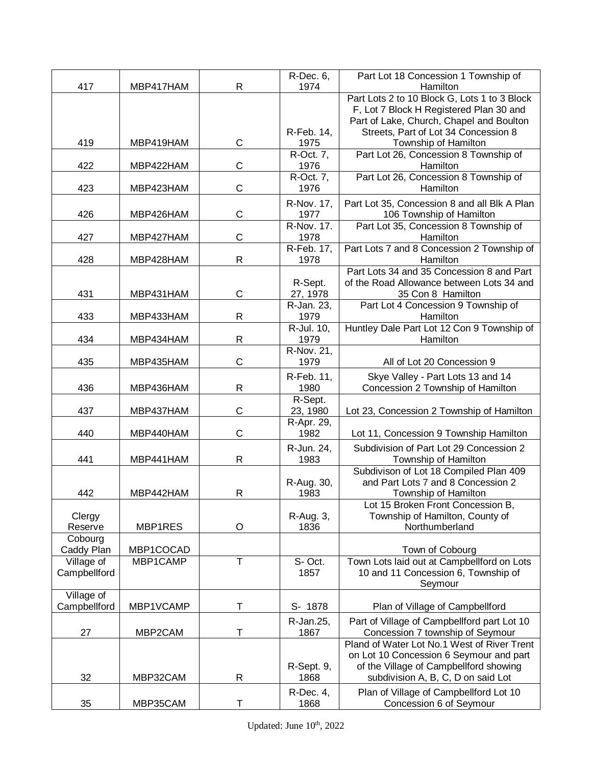| 417 | MBP417HAM | R | R-Dec. 6, 1974 | Part Lot 18 Concession 1 Township of Hamilton |
|---|---|---|---|---|
| 419 | MBP419HAM | C | R-Feb. 14, 1975 | Part Lots 2 to 10 Block G, Lots 1 to 3 Block F, Lot 7 Block H Registered Plan 30 and Part of Lake, Church, Chapel and Boulton Streets, Part of Lot 34 Concession 8 Township of Hamilton |
| 422 | MBP422HAM | C | R-Oct. 7, 1976 | Part Lot 26, Concession 8 Township of Hamilton |
| 423 | MBP423HAM | C | R-Oct. 7, 1976 | Part Lot 26, Concession 8 Township of Hamilton |
| 426 | MBP426HAM | C | R-Nov. 17, 1977 | Part Lot 35, Concession 8 and all Blk A Plan 106 Township of Hamilton |
| 427 | MBP427HAM | C | R-Nov. 17. 1978 | Part Lot 35, Concession 8 Township of Hamilton |
| 428 | MBP428HAM | R | R-Feb. 17, 1978 | Part Lots 7 and 8 Concession 2 Township of Hamilton |
| 431 | MBP431HAM | C | R-Sept. 27, 1978 | Part Lots 34 and 35 Concession 8 and Part of the Road Allowance between Lots 34 and 35 Con 8 Hamilton |
| 433 | MBP433HAM | R | R-Jan. 23, 1979 | Part Lot 4 Concession 9 Township of Hamilton |
| 434 | MBP434HAM | R | R-Jul. 10, 1979 | Huntley Dale Part Lot 12 Con 9 Township of Hamilton |
| 435 | MBP435HAM | C | R-Nov. 21, 1979 | All of Lot 20 Concession 9 |
| 436 | MBP436HAM | R | R-Feb. 11, 1980 | Skye Valley - Part Lots 13 and 14 Concession 2 Township of Hamilton |
| 437 | MBP437HAM | C | R-Sept. 23, 1980 | Lot 23, Concession 2 Township of Hamilton |
| 440 | MBP440HAM | C | R-Apr. 29, 1982 | Lot 11, Concession 9 Township Hamilton |
| 441 | MBP441HAM | R | R-Jun. 24, 1983 | Subdivision of Part Lot 29 Concession 2 Township of Hamilton |
| 442 | MBP442HAM | R | R-Aug. 30, 1983 | Subdivison of Lot 18 Compiled Plan 409 and Part Lots 7 and 8 Concession 2 Township of Hamilton |
| Clergy Reserve | MBP1RES | O | R-Aug. 3, 1836 | Lot 15 Broken Front Concession B, Township of Hamilton, County of Northumberland |
| Cobourg Caddy Plan | MBP1COCAD | | | Town of Cobourg |
| Village of Campbellford | MBP1CAMP | T | S- Oct. 1857 | Town Lots laid out at Campbellford on Lots 10 and 11 Concession 6, Township of Seymour |
| Village of Campbellford | MBP1VCAMP | T | S- 1878 | Plan of Village of Campbellford |
| 27 | MBP2CAM | T | R-Jan.25, 1867 | Part of Village of Campbellford part Lot 10 Concession 7 township of Seymour |
| 32 | MBP32CAM | R | R-Sept. 9, 1868 | Pland of Water Lot No.1 West of River Trent on Lot 10 Concession 6 Seymour and part of the Village of Campbellford showing subdivision A, B, C, D on said Lot |
| 35 | MBP35CAM | T | R-Dec. 4, 1868 | Plan of Village of Campbellford Lot 10 Concession 6 of Seymour |

Updated: June 10th, 2022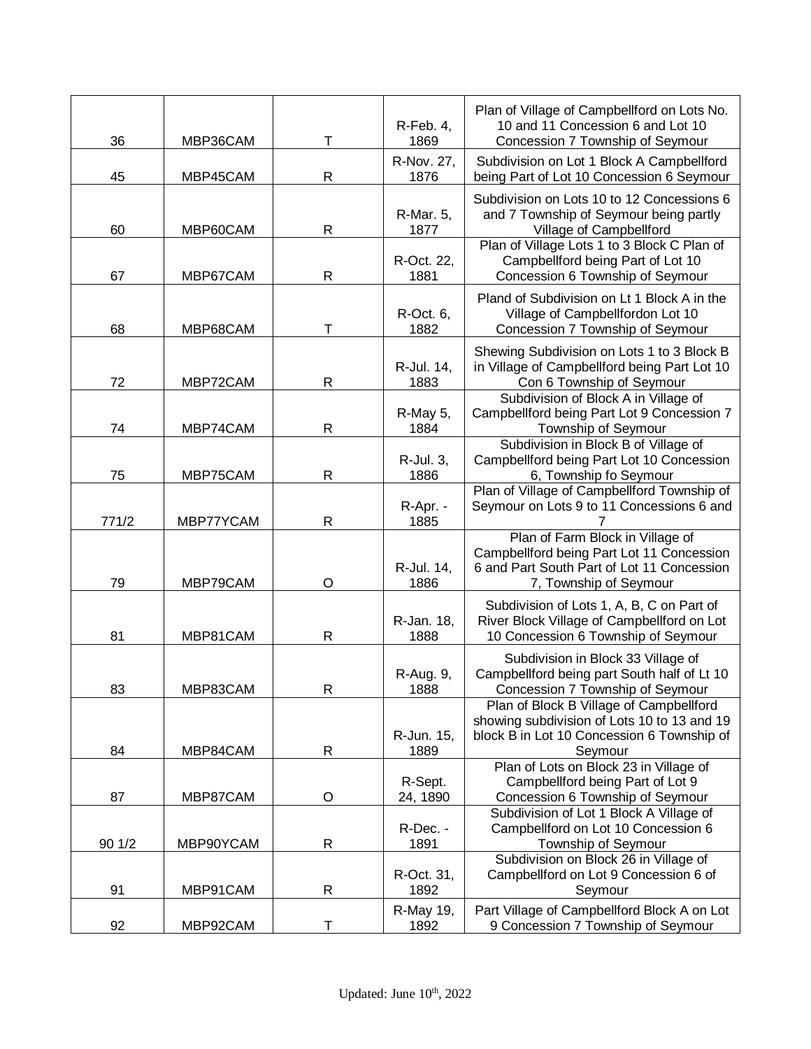| | | | | |
|---|---|---|---|---|
| 36 | MBP36CAM | T | R-Feb. 4, 1869 | Plan of Village of Campbellford on Lots No. 10 and 11 Concession 6 and Lot 10 Concession 7 Township of Seymour |
| 45 | MBP45CAM | R | R-Nov. 27, 1876 | Subdivision on Lot 1 Block A Campbellford being Part of Lot 10 Concession 6 Seymour |
| 60 | MBP60CAM | R | R-Mar. 5, 1877 | Subdivision on Lots 10 to 12 Concessions 6 and 7 Township of Seymour being partly Village of Campbellford |
| 67 | MBP67CAM | R | R-Oct. 22, 1881 | Plan of Village Lots 1 to 3 Block C Plan of Campbellford being Part of Lot 10 Concession 6 Township of Seymour |
| 68 | MBP68CAM | T | R-Oct. 6, 1882 | Pland of Subdivision on Lt 1 Block A in the Village of Campbellfordon Lot 10 Concession 7 Township of Seymour |
| 72 | MBP72CAM | R | R-Jul. 14, 1883 | Shewing Subdivision on Lots 1 to 3 Block B in Village of Campbellford being Part Lot 10 Con 6 Township of Seymour |
| 74 | MBP74CAM | R | R-May 5, 1884 | Subdivision of Block A in Village of Campbellford being Part Lot 9 Concession 7 Township of Seymour |
| 75 | MBP75CAM | R | R-Jul. 3, 1886 | Subdivision in Block B of Village of Campbellford being Part Lot 10 Concession 6, Township fo Seymour |
| 771/2 | MBP77YCAM | R | R-Apr. - 1885 | Plan of Village of Campbellford Township of Seymour on Lots 9 to 11 Concessions 6 and 7 |
| 79 | MBP79CAM | O | R-Jul. 14, 1886 | Plan of Farm Block in Village of Campbellford being Part Lot 11 Concession 6 and Part South Part of Lot 11 Concession 7, Township of Seymour |
| 81 | MBP81CAM | R | R-Jan. 18, 1888 | Subdivision of Lots 1, A, B, C on Part of River Block Village of Campbellford on Lot 10 Concession 6 Township of Seymour |
| 83 | MBP83CAM | R | R-Aug. 9, 1888 | Subdivision in Block 33 Village of Campbellford being part South half of Lt 10 Concession 7 Township of Seymour |
| 84 | MBP84CAM | R | R-Jun. 15, 1889 | Plan of Block B Village of Campbellford showing subdivision of Lots 10 to 13 and 19 block B in Lot 10 Concession 6 Township of Seymour |
| 87 | MBP87CAM | O | R-Sept. 24, 1890 | Plan of Lots on Block 23 in Village of Campbellford being Part of Lot 9 Concession 6 Township of Seymour |
| 90 1/2 | MBP90YCAM | R | R-Dec. - 1891 | Subdivision of Lot 1 Block A Village of Campbellford on Lot 10 Concession 6 Township of Seymour |
| 91 | MBP91CAM | R | R-Oct. 31, 1892 | Subdivision on Block 26 in Village of Campbellford on Lot 9 Concession 6 of Seymour |
| 92 | MBP92CAM | T | R-May 19, 1892 | Part Village of Campbellford Block A on Lot 9 Concession 7 Township of Seymour |

Updated: June 10th, 2022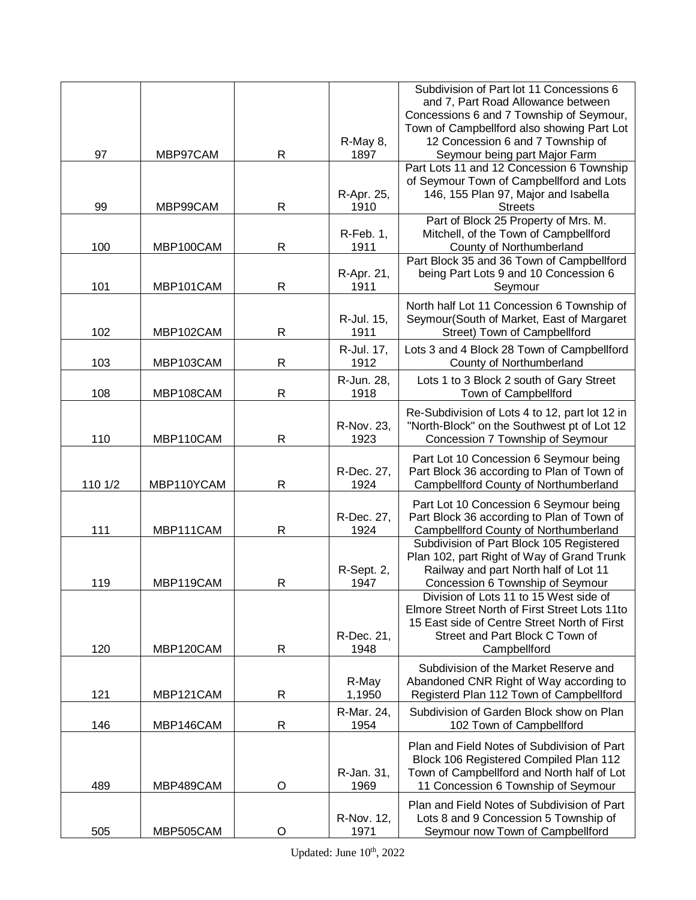| | | | | |
|---|---|---|---|---|
| 97 | MBP97CAM | R | R-May 8, 1897 | Subdivision of Part lot 11 Concessions 6 and 7, Part Road Allowance between Concessions 6 and 7 Township of Seymour, Town of Campbellford also showing Part Lot 12 Concession 6 and 7 Township of Seymour being part Major Farm |
| 99 | MBP99CAM | R | R-Apr. 25, 1910 | Part Lots 11 and 12 Concession 6 Township of Seymour Town of Campbellford and Lots 146, 155 Plan 97, Major and Isabella Streets |
| 100 | MBP100CAM | R | R-Feb. 1, 1911 | Part of Block 25 Property of Mrs. M. Mitchell, of the Town of Campbellford County of Northumberland |
| 101 | MBP101CAM | R | R-Apr. 21, 1911 | Part Block 35 and 36 Town of Campbellford being Part Lots 9 and 10 Concession 6 Seymour |
| 102 | MBP102CAM | R | R-Jul. 15, 1911 | North half Lot 11 Concession 6 Township of Seymour(South of Market, East of Margaret Street) Town of Campbellford |
| 103 | MBP103CAM | R | R-Jul. 17, 1912 | Lots 3 and 4 Block 28 Town of Campbellford County of Northumberland |
| 108 | MBP108CAM | R | R-Jun. 28, 1918 | Lots 1 to 3 Block 2 south of Gary Street Town of Campbellford |
| 110 | MBP110CAM | R | R-Nov. 23, 1923 | Re-Subdivision of Lots 4 to 12, part lot 12 in "North-Block" on the Southwest pt of Lot 12 Concession 7 Township of Seymour |
| 110 1/2 | MBP110YCAM | R | R-Dec. 27, 1924 | Part Lot 10 Concession 6 Seymour being Part Block 36 according to Plan of Town of Campbellford County of Northumberland |
| 111 | MBP111CAM | R | R-Dec. 27, 1924 | Part Lot 10 Concession 6 Seymour being Part Block 36 according to Plan of Town of Campbellford County of Northumberland |
| 119 | MBP119CAM | R | R-Sept. 2, 1947 | Subdivision of Part Block 105 Registered Plan 102, part Right of Way of Grand Trunk Railway and part North half of Lot 11 Concession 6 Township of Seymour |
| 120 | MBP120CAM | R | R-Dec. 21, 1948 | Division of Lots 11 to 15 West side of Elmore Street North of First Street Lots 11to 15 East side of Centre Street North of First Street and Part Block C Town of Campbellford |
| 121 | MBP121CAM | R | R-May 1,1950 | Subdivision of the Market Reserve and Abandoned CNR Right of Way according to Registerd Plan 112 Town of Campbellford |
| 146 | MBP146CAM | R | R-Mar. 24, 1954 | Subdivision of Garden Block show on Plan 102 Town of Campbellford |
| 489 | MBP489CAM | O | R-Jan. 31, 1969 | Plan and Field Notes of Subdivision of Part Block 106 Registered Compiled Plan 112 Town of Campbellford and North half of Lot 11 Concession 6 Township of Seymour |
| 505 | MBP505CAM | O | R-Nov. 12, 1971 | Plan and Field Notes of Subdivision of Part Lots 8 and 9 Concession 5 Township of Seymour now Town of Campbellford |

Updated: June 10th, 2022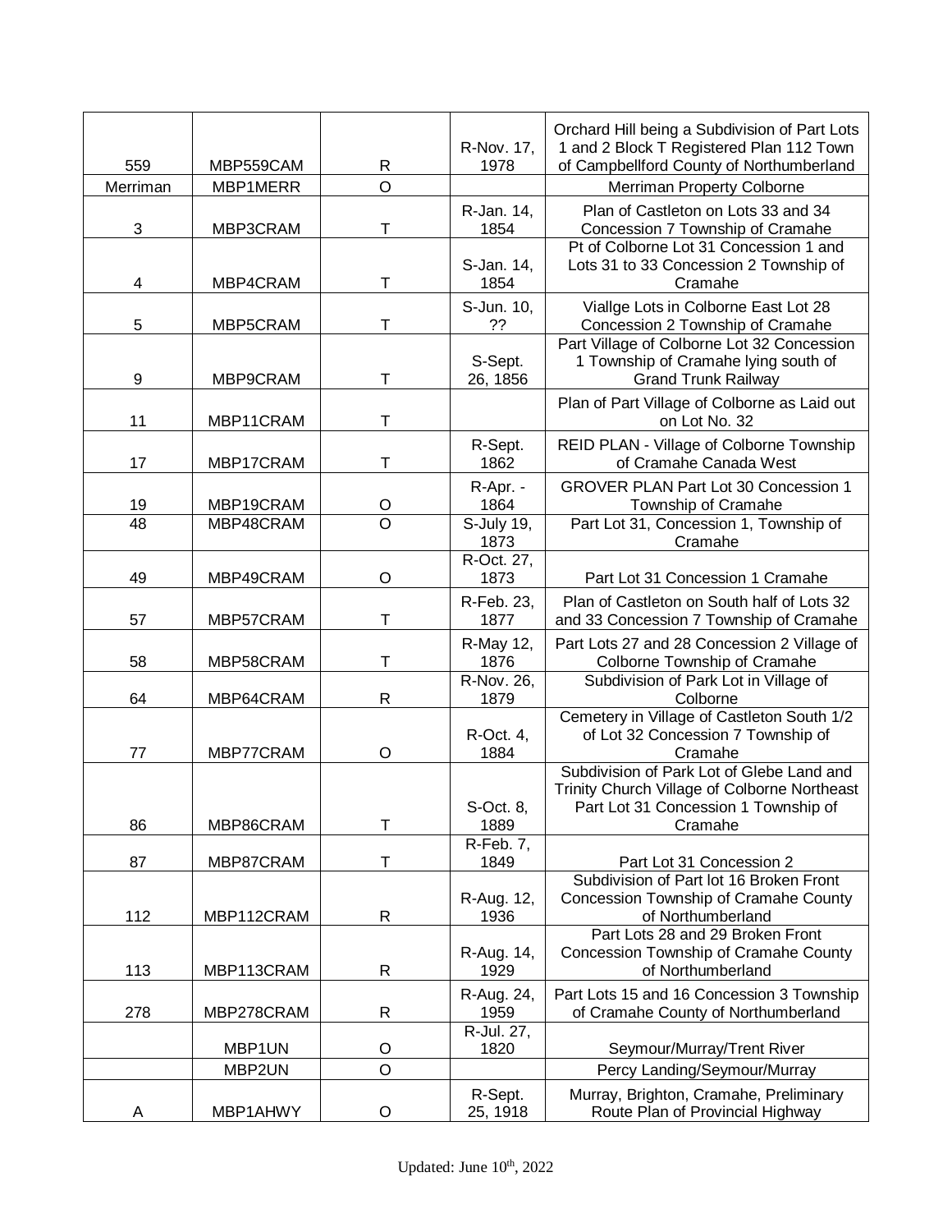| 559 | MBP559CAM | R | R-Nov. 17, 1978 | Orchard Hill being a Subdivision of Part Lots 1 and 2 Block T Registered Plan 112 Town of Campbellford County of Northumberland |
|---|---|---|---|---|
| Merriman | MBP1MERR | O | | Merriman Property Colborne |
| 3 | MBP3CRAM | T | R-Jan. 14, 1854 | Plan of Castleton on Lots 33 and 34 Concession 7 Township of Cramahe |
| 4 | MBP4CRAM | T | S-Jan. 14, 1854 | Pt of Colborne Lot 31 Concession 1 and Lots 31 to 33 Concession 2 Township of Cramahe |
| 5 | MBP5CRAM | T | S-Jun. 10, ?? | Viallge Lots in Colborne East Lot 28 Concession 2 Township of Cramahe |
| 9 | MBP9CRAM | T | S-Sept. 26, 1856 | Part Village of Colborne Lot 32 Concession 1 Township of Cramahe lying south of Grand Trunk Railway |
| 11 | MBP11CRAM | T | | Plan of Part Village of Colborne as Laid out on Lot No. 32 |
| 17 | MBP17CRAM | T | R-Sept. 1862 | REID PLAN - Village of Colborne Township of Cramahe Canada West |
| 19 | MBP19CRAM | O | R-Apr. - 1864 | GROVER PLAN Part Lot 30 Concession 1 Township of Cramahe |
| 48 | MBP48CRAM | O | S-July 19, 1873 | Part Lot 31, Concession 1, Township of Cramahe |
| 49 | MBP49CRAM | O | R-Oct. 27, 1873 | Part Lot 31 Concession 1 Cramahe |
| 57 | MBP57CRAM | T | R-Feb. 23, 1877 | Plan of Castleton on South half of Lots 32 and 33 Concession 7 Township of Cramahe |
| 58 | MBP58CRAM | T | R-May 12, 1876 | Part Lots 27 and 28 Concession 2 Village of Colborne Township of Cramahe |
| 64 | MBP64CRAM | R | R-Nov. 26, 1879 | Subdivision of Park Lot in Village of Colborne |
| 77 | MBP77CRAM | O | R-Oct. 4, 1884 | Cemetery in Village of Castleton South 1/2 of Lot 32 Concession 7 Township of Cramahe |
| 86 | MBP86CRAM | T | S-Oct. 8, 1889 | Subdivision of Park Lot of Glebe Land and Trinity Church Village of Colborne Northeast Part Lot 31 Concession 1 Township of Cramahe |
| 87 | MBP87CRAM | T | R-Feb. 7, 1849 | Part Lot 31 Concession 2 |
| 112 | MBP112CRAM | R | R-Aug. 12, 1936 | Subdivision of Part lot 16 Broken Front Concession Township of Cramahe County of Northumberland |
| 113 | MBP113CRAM | R | R-Aug. 14, 1929 | Part Lots 28 and 29 Broken Front Concession Township of Cramahe County of Northumberland |
| 278 | MBP278CRAM | R | R-Aug. 24, 1959 | Part Lots 15 and 16 Concession 3 Township of Cramahe County of Northumberland |
| | MBP1UN | O | R-Jul. 27, 1820 | Seymour/Murray/Trent River |
| | MBP2UN | O | | Percy Landing/Seymour/Murray |
| A | MBP1AHWY | O | R-Sept. 25, 1918 | Murray, Brighton, Cramahe, Preliminary Route Plan of Provincial Highway |

Updated: June 10th, 2022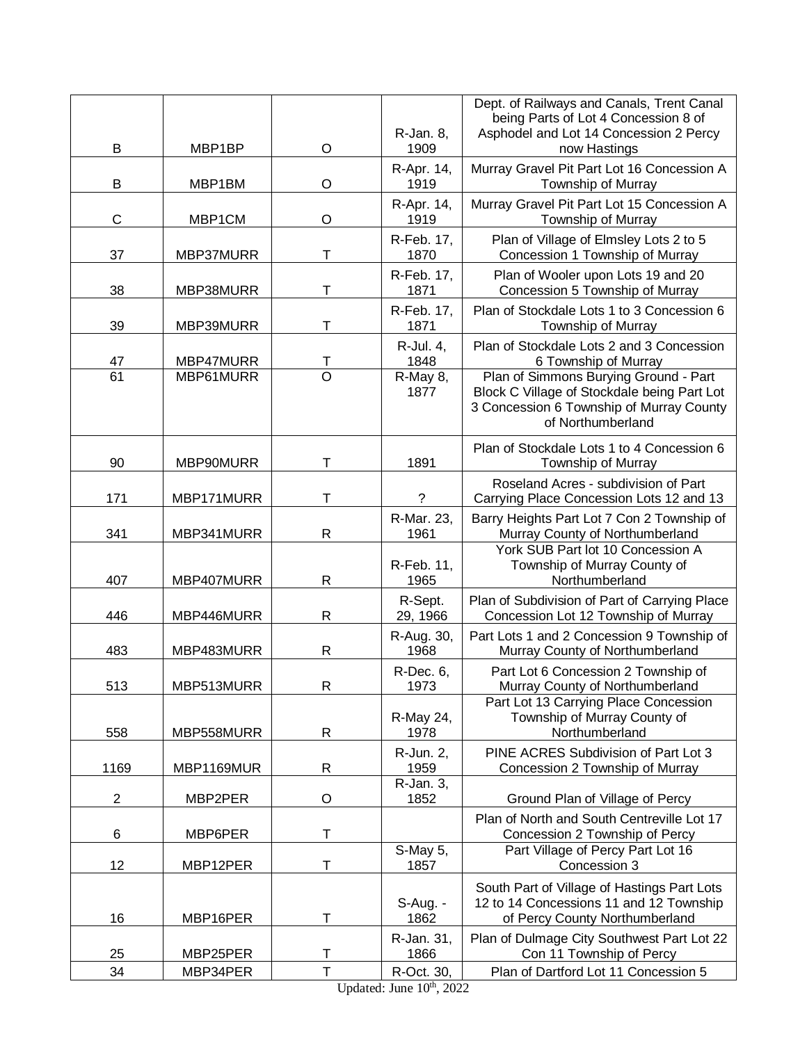| B | MBP1BP | O | R-Jan. 8, 1909 | Dept. of Railways and Canals, Trent Canal being Parts of Lot 4 Concession 8 of Asphodel and Lot 14 Concession 2 Percy now Hastings |
|---|---|---|---|---|
| B | MBP1BM | O | R-Apr. 14, 1919 | Murray Gravel Pit Part Lot 16 Concession A Township of Murray |
| C | MBP1CM | O | R-Apr. 14, 1919 | Murray Gravel Pit Part Lot 15 Concession A Township of Murray |
| 37 | MBP37MURR | T | R-Feb. 17, 1870 | Plan of Village of Elmsley Lots 2 to 5 Concession 1 Township of Murray |
| 38 | MBP38MURR | T | R-Feb. 17, 1871 | Plan of Wooler upon Lots 19 and 20 Concession 5 Township of Murray |
| 39 | MBP39MURR | T | R-Feb. 17, 1871 | Plan of Stockdale Lots 1 to 3 Concession 6 Township of Murray |
| 47 | MBP47MURR | T | R-Jul. 4, 1848 | Plan of Stockdale Lots 2 and 3 Concession 6 Township of Murray |
| 61 | MBP61MURR | O | R-May 8, 1877 | Plan of Simmons Burying Ground - Part Block C Village of Stockdale being Part Lot 3 Concession 6 Township of Murray County of Northumberland |
| 90 | MBP90MURR | T | 1891 | Plan of Stockdale Lots 1 to 4 Concession 6 Township of Murray |
| 171 | MBP171MURR | T | ? | Roseland Acres - subdivision of Part Carrying Place Concession Lots 12 and 13 |
| 341 | MBP341MURR | R | R-Mar. 23, 1961 | Barry Heights Part Lot 7 Con 2 Township of Murray County of Northumberland |
| 407 | MBP407MURR | R | R-Feb. 11, 1965 | York SUB Part lot 10 Concession A Township of Murray County of Northumberland |
| 446 | MBP446MURR | R | R-Sept. 29, 1966 | Plan of Subdivision of Part of Carrying Place Concession Lot 12 Township of Murray |
| 483 | MBP483MURR | R | R-Aug. 30, 1968 | Part Lots 1 and 2 Concession 9 Township of Murray County of Northumberland |
| 513 | MBP513MURR | R | R-Dec. 6, 1973 | Part Lot 6 Concession 2 Township of Murray County of Northumberland |
| 558 | MBP558MURR | R | R-May 24, 1978 | Part Lot 13 Carrying Place Concession Township of Murray County of Northumberland |
| 1169 | MBP1169MUR | R | R-Jun. 2, 1959 | PINE ACRES Subdivision of Part Lot 3 Concession 2 Township of Murray |
| 2 | MBP2PER | O | R-Jan. 3, 1852 | Ground Plan of Village of Percy |
| 6 | MBP6PER | T | | Plan of North and South Centreville Lot 17 Concession 2 Township of Percy |
| 12 | MBP12PER | T | S-May 5, 1857 | Part Village of Percy Part Lot 16 Concession 3 |
| 16 | MBP16PER | T | S-Aug. - 1862 | South Part of Village of Hastings Part Lots 12 to 14 Concessions 11 and 12 Township of Percy County Northumberland |
| 25 | MBP25PER | T | R-Jan. 31, 1866 | Plan of Dulmage City Southwest Part Lot 22 Con 11 Township of Percy |
| 34 | MBP34PER | T | R-Oct. 30, | Plan of Dartford Lot 11 Concession 5 |

Updated: June 10th, 2022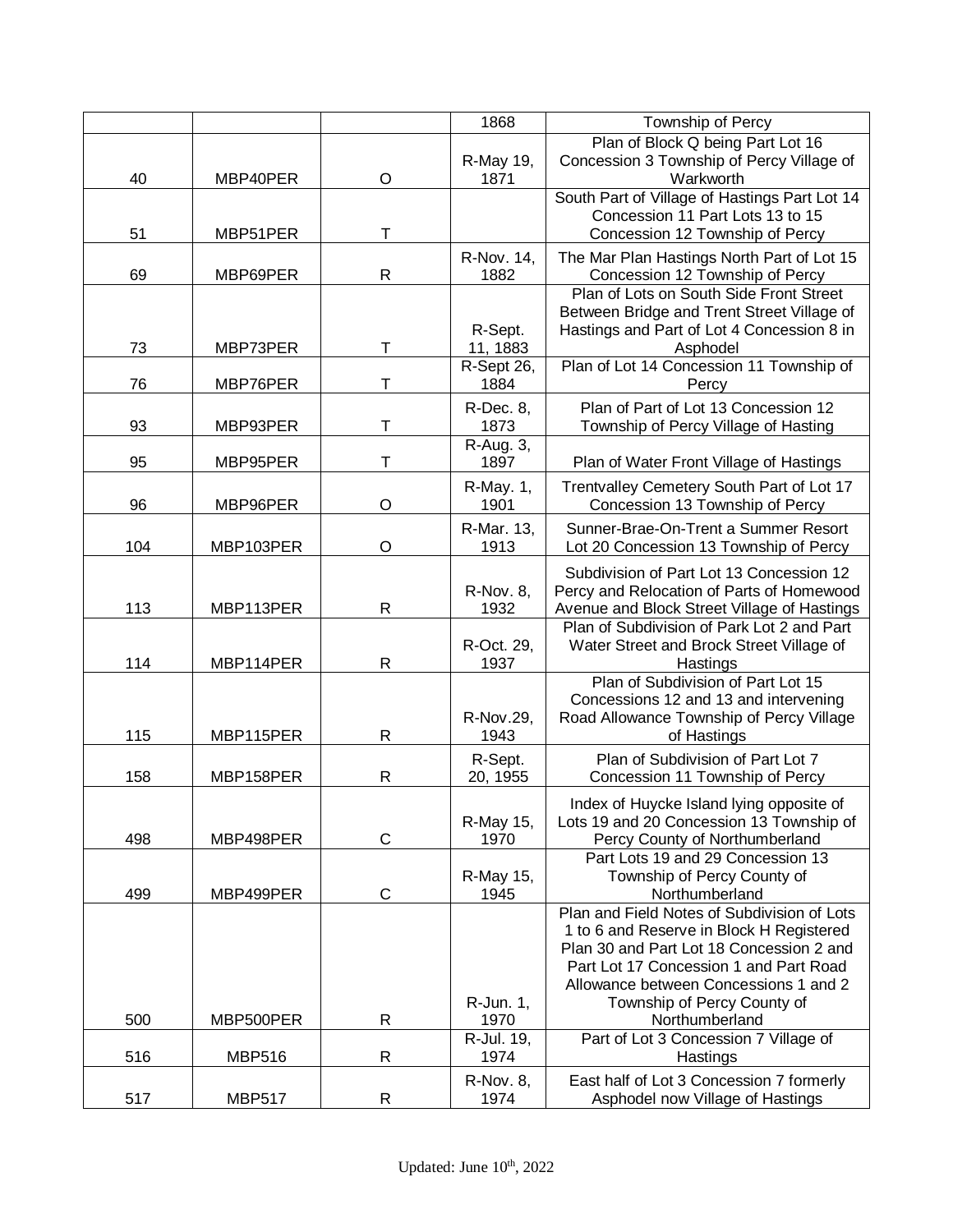| | | | | |
|---|---|---|---|---|
| | | | 1868 | Township of Percy |
| 40 | MBP40PER | O | R-May 19, 1871 | Plan of Block Q being Part Lot 16 Concession 3 Township of Percy Village of Warkworth |
| 51 | MBP51PER | T | | South Part of Village of Hastings Part Lot 14 Concession 11 Part Lots 13 to 15 Concession 12 Township of Percy |
| 69 | MBP69PER | R | R-Nov. 14, 1882 | The Mar Plan Hastings North Part of Lot 15 Concession 12 Township of Percy |
| 73 | MBP73PER | T | R-Sept. 11, 1883 | Plan of Lots on South Side Front Street Between Bridge and Trent Street Village of Hastings and Part of Lot 4 Concession 8 in Asphodel |
| 76 | MBP76PER | T | R-Sept 26, 1884 | Plan of Lot 14 Concession 11 Township of Percy |
| 93 | MBP93PER | T | R-Dec. 8, 1873 | Plan of Part of Lot 13 Concession 12 Township of Percy Village of Hasting |
| 95 | MBP95PER | T | R-Aug. 3, 1897 | Plan of Water Front Village of Hastings |
| 96 | MBP96PER | O | R-May. 1, 1901 | Trentvalley Cemetery South Part of Lot 17 Concession 13 Township of Percy |
| 104 | MBP103PER | O | R-Mar. 13, 1913 | Sunner-Brae-On-Trent a Summer Resort Lot 20 Concession 13 Township of Percy |
| 113 | MBP113PER | R | R-Nov. 8, 1932 | Subdivision of Part Lot 13 Concession 12 Percy and Relocation of Parts of Homewood Avenue and Block Street Village of Hastings |
| 114 | MBP114PER | R | R-Oct. 29, 1937 | Plan of Subdivision of Park Lot 2 and Part Water Street and Brock Street Village of Hastings |
| 115 | MBP115PER | R | R-Nov.29, 1943 | Plan of Subdivision of Part Lot 15 Concessions 12 and 13 and intervening Road Allowance Township of Percy Village of Hastings |
| 158 | MBP158PER | R | R-Sept. 20, 1955 | Plan of Subdivision of Part Lot 7 Concession 11 Township of Percy |
| 498 | MBP498PER | C | R-May 15, 1970 | Index of Huycke Island lying opposite of Lots 19 and 20 Concession 13 Township of Percy County of Northumberland |
| 499 | MBP499PER | C | R-May 15, 1945 | Part Lots 19 and 29 Concession 13 Township of Percy County of Northumberland |
| 500 | MBP500PER | R | R-Jun. 1, 1970 | Plan and Field Notes of Subdivision of Lots 1 to 6 and Reserve in Block H Registered Plan 30 and Part Lot 18 Concession 2 and Part Lot 17 Concession 1 and Part Road Allowance between Concessions 1 and 2 Township of Percy County of Northumberland |
| 516 | MBP516 | R | R-Jul. 19, 1974 | Part of Lot 3 Concession 7 Village of Hastings |
| 517 | MBP517 | R | R-Nov. 8, 1974 | East half of Lot 3 Concession 7 formerly Asphodel now Village of Hastings |

Updated: June 10th, 2022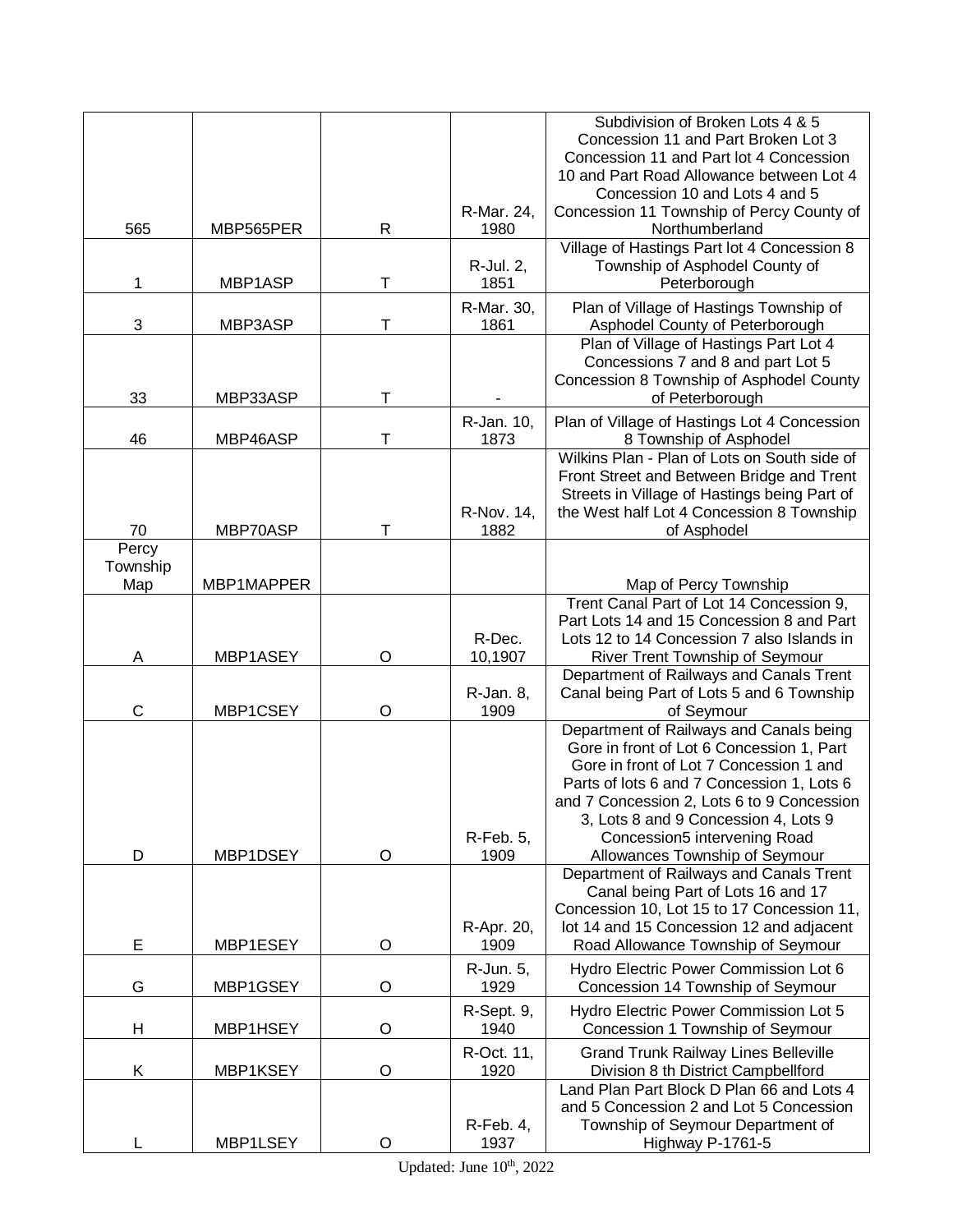| | | | | |
|---|---|---|---|---|
| 565 | MBP565PER | R | R-Mar. 24, 1980 | Subdivision of Broken Lots 4 & 5 Concession 11 and Part Broken Lot 3 Concession 11 and Part lot 4 Concession 10 and Part Road Allowance between Lot 4 Concession 10 and Lots 4 and 5 Concession 11 Township of Percy County of Northumberland |
| 1 | MBP1ASP | T | R-Jul. 2, 1851 | Village of Hastings Part lot 4 Concession 8 Township of Asphodel County of Peterborough |
| 3 | MBP3ASP | T | R-Mar. 30, 1861 | Plan of Village of Hastings Township of Asphodel County of Peterborough |
| 33 | MBP33ASP | T | - | Plan of Village of Hastings Part Lot 4 Concessions 7 and 8 and part Lot 5 Concession 8 Township of Asphodel County of Peterborough |
| 46 | MBP46ASP | T | R-Jan. 10, 1873 | Plan of Village of Hastings Lot 4 Concession 8 Township of Asphodel |
| 70 | MBP70ASP | T | R-Nov. 14, 1882 | Wilkins Plan - Plan of Lots on South side of Front Street and Between Bridge and Trent Streets in Village of Hastings being Part of the West half Lot 4 Concession 8 Township of Asphodel |
| Percy Township Map | MBP1MAPPER | | | Map of Percy Township |
| A | MBP1ASEY | O | R-Dec. 10,1907 | Trent Canal Part of Lot 14 Concession 9, Part Lots 14 and 15 Concession 8 and Part Lots 12 to 14 Concession 7 also Islands in River Trent Township of Seymour |
| C | MBP1CSEY | O | R-Jan. 8, 1909 | Department of Railways and Canals Trent Canal being Part of Lots 5 and 6 Township of Seymour |
| D | MBP1DSEY | O | R-Feb. 5, 1909 | Department of Railways and Canals being Gore in front of Lot 6 Concession 1, Part Gore in front of Lot 7 Concession 1 and Parts of lots 6 and 7 Concession 1, Lots 6 and 7 Concession 2, Lots 6 to 9 Concession 3, Lots 8 and 9 Concession 4, Lots 9 Concession5 intervening Road Allowances Township of Seymour |
| E | MBP1ESEY | O | R-Apr. 20, 1909 | Department of Railways and Canals Trent Canal being Part of Lots 16 and 17 Concession 10, Lot 15 to 17 Concession 11, lot 14 and 15 Concession 12 and adjacent Road Allowance Township of Seymour |
| G | MBP1GSEY | O | R-Jun. 5, 1929 | Hydro Electric Power Commission Lot 6 Concession 14 Township of Seymour |
| H | MBP1HSEY | O | R-Sept. 9, 1940 | Hydro Electric Power Commission Lot 5 Concession 1 Township of Seymour |
| K | MBP1KSEY | O | R-Oct. 11, 1920 | Grand Trunk Railway Lines Belleville Division 8 th District Campbellford |
| L | MBP1LSEY | O | R-Feb. 4, 1937 | Land Plan Part Block D Plan 66 and Lots 4 and 5 Concession 2 and Lot 5 Concession Township of Seymour Department of Highway P-1761-5 |

Updated: June 10th, 2022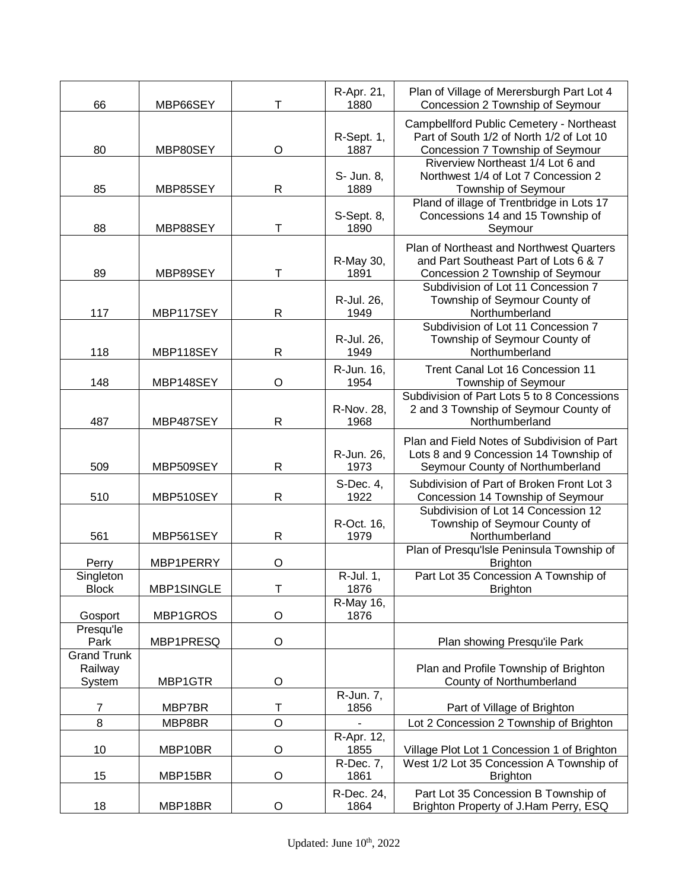| | | | | |
|---|---|---|---|---|
| 66 | MBP66SEY | T | R-Apr. 21, 1880 | Plan of Village of Merersburgh Part Lot 4 Concession 2 Township of Seymour |
| 80 | MBP80SEY | O | R-Sept. 1, 1887 | Campbellford Public Cemetery - Northeast Part of South 1/2 of North 1/2 of Lot 10 Concession 7 Township of Seymour |
| 85 | MBP85SEY | R | S- Jun. 8, 1889 | Riverview Northeast 1/4 Lot 6 and Northwest 1/4 of Lot 7 Concession 2 Township of Seymour |
| 88 | MBP88SEY | T | S-Sept. 8, 1890 | Pland of illage of Trentbridge in Lots 17 Concessions 14 and 15 Township of Seymour |
| 89 | MBP89SEY | T | R-May 30, 1891 | Plan of Northeast and Northwest Quarters and Part Southeast Part of Lots 6 & 7 Concession 2 Township of Seymour |
| 117 | MBP117SEY | R | R-Jul. 26, 1949 | Subdivision of Lot 11 Concession 7 Township of Seymour County of Northumberland |
| 118 | MBP118SEY | R | R-Jul. 26, 1949 | Subdivision of Lot 11 Concession 7 Township of Seymour County of Northumberland |
| 148 | MBP148SEY | O | R-Jun. 16, 1954 | Trent Canal Lot 16 Concession 11 Township of Seymour |
| 487 | MBP487SEY | R | R-Nov. 28, 1968 | Subdivision of Part Lots 5 to 8 Concessions 2 and 3 Township of Seymour County of Northumberland |
| 509 | MBP509SEY | R | R-Jun. 26, 1973 | Plan and Field Notes of Subdivision of Part Lots 8 and 9 Concession 14 Township of Seymour County of Northumberland |
| 510 | MBP510SEY | R | S-Dec. 4, 1922 | Subdivision of Part of Broken Front Lot 3 Concession 14 Township of Seymour |
| 561 | MBP561SEY | R | R-Oct. 16, 1979 | Subdivision of Lot 14 Concession 12 Township of Seymour County of Northumberland |
| Perry | MBP1PERRY | O | | Plan of Presqu'lsle Peninsula Township of Brighton |
| Singleton Block | MBP1SINGLE | T | R-Jul. 1, 1876 | Part Lot 35 Concession A Township of Brighton |
| Gosport | MBP1GROS | O | R-May 16, 1876 | |
| Presqu'le Park | MBP1PRESQ | O | | Plan showing Presqu'ile Park |
| Grand Trunk Railway System | MBP1GTR | O | | Plan and Profile Township of Brighton County of Northumberland |
| 7 | MBP7BR | T | R-Jun. 7, 1856 | Part of Village of Brighton |
| 8 | MBP8BR | O | - | Lot 2 Concession 2 Township of Brighton |
| 10 | MBP10BR | O | R-Apr. 12, 1855 | Village Plot Lot 1 Concession 1 of Brighton |
| 15 | MBP15BR | O | R-Dec. 7, 1861 | West 1/2 Lot 35 Concession A Township of Brighton |
| 18 | MBP18BR | O | R-Dec. 24, 1864 | Part Lot 35 Concession B Township of Brighton Property of J.Ham Perry, ESQ |

Updated: June 10th, 2022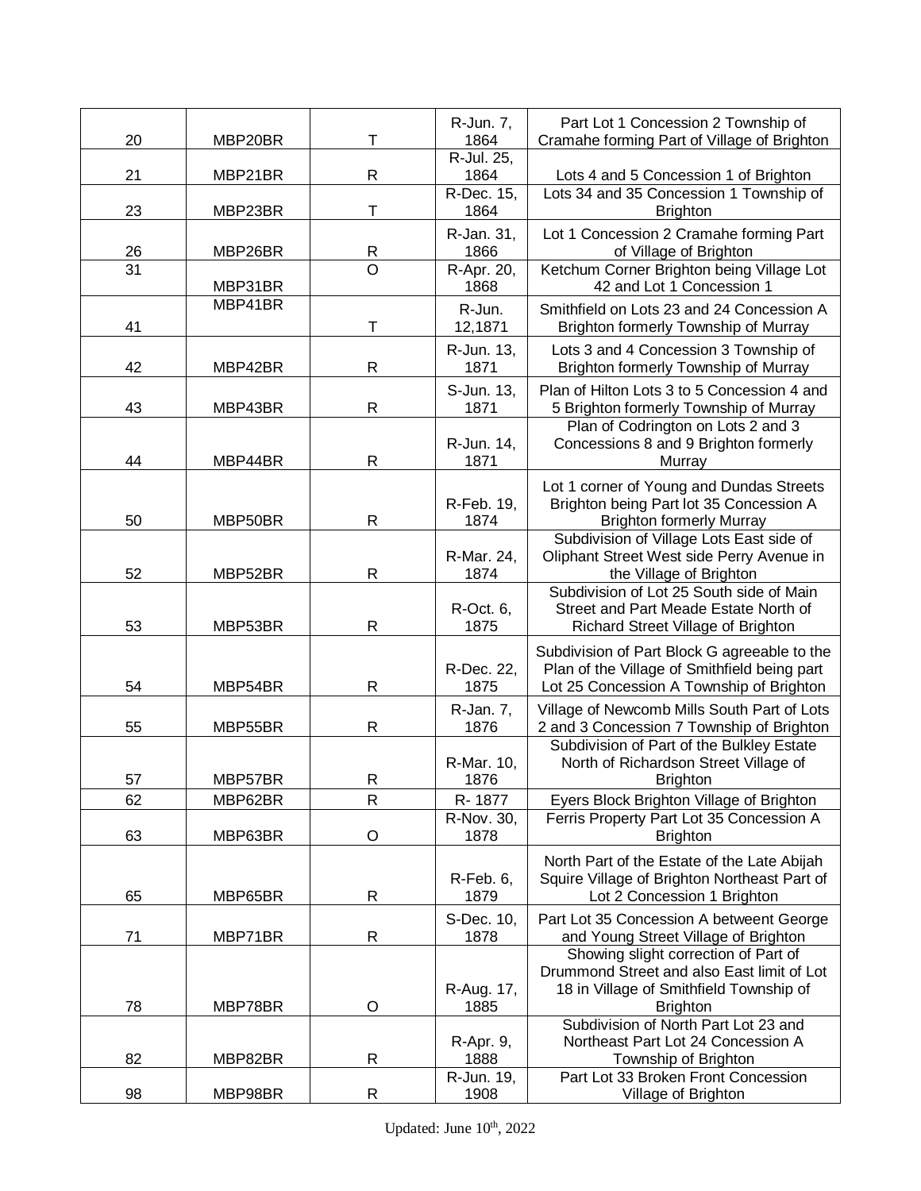| | | | | |
|---|---|---|---|---|
| 20 | MBP20BR | T | R-Jun. 7, 1864 | Part Lot 1 Concession 2 Township of Cramahe forming Part of Village of Brighton |
| 21 | MBP21BR | R | R-Jul. 25, 1864 | Lots 4 and 5 Concession 1 of Brighton |
| 23 | MBP23BR | T | R-Dec. 15, 1864 | Lots 34 and 35 Concession 1 Township of Brighton |
| 26 | MBP26BR | R | R-Jan. 31, 1866 | Lot 1 Concession 2 Cramahe forming Part of Village of Brighton |
| 31 | MBP31BR | O | R-Apr. 20, 1868 | Ketchum Corner Brighton being Village Lot 42 and Lot 1 Concession 1 |
| 41 | MBP41BR | T | R-Jun. 12,1871 | Smithfield on Lots 23 and 24 Concession A Brighton formerly Township of Murray |
| 42 | MBP42BR | R | R-Jun. 13, 1871 | Lots 3 and 4 Concession 3 Township of Brighton formerly Township of Murray |
| 43 | MBP43BR | R | S-Jun. 13, 1871 | Plan of Hilton Lots 3 to 5 Concession 4 and 5 Brighton formerly Township of Murray |
| 44 | MBP44BR | R | R-Jun. 14, 1871 | Plan of Codrington on Lots 2 and 3 Concessions 8 and 9 Brighton formerly Murray |
| 50 | MBP50BR | R | R-Feb. 19, 1874 | Lot 1 corner of Young and Dundas Streets Brighton being Part lot 35 Concession A Brighton formerly Murray |
| 52 | MBP52BR | R | R-Mar. 24, 1874 | Subdivision of Village Lots East side of Oliphant Street West side Perry Avenue in the Village of Brighton |
| 53 | MBP53BR | R | R-Oct. 6, 1875 | Subdivision of Lot 25 South side of Main Street and Part Meade Estate North of Richard Street Village of Brighton |
| 54 | MBP54BR | R | R-Dec. 22, 1875 | Subdivision of Part Block G agreeable to the Plan of the Village of Smithfield being part Lot 25 Concession A Township of Brighton |
| 55 | MBP55BR | R | R-Jan. 7, 1876 | Village of Newcomb Mills South Part of Lots 2 and 3 Concession 7 Township of Brighton |
| 57 | MBP57BR | R | R-Mar. 10, 1876 | Subdivision of Part of the Bulkley Estate North of Richardson Street Village of Brighton |
| 62 | MBP62BR | R | R- 1877 | Eyers Block Brighton Village of Brighton |
| 63 | MBP63BR | O | R-Nov. 30, 1878 | Ferris Property Part Lot 35 Concession A Brighton |
| 65 | MBP65BR | R | R-Feb. 6, 1879 | North Part of the Estate of the Late Abijah Squire Village of Brighton Northeast Part of Lot 2 Concession 1 Brighton |
| 71 | MBP71BR | R | S-Dec. 10, 1878 | Part Lot 35 Concession A betweent George and Young Street Village of Brighton |
| 78 | MBP78BR | O | R-Aug. 17, 1885 | Showing slight correction of Part of Drummond Street and also East limit of Lot 18 in Village of Smithfield Township of Brighton |
| 82 | MBP82BR | R | R-Apr. 9, 1888 | Subdivision of North Part Lot 23 and Northeast Part Lot 24 Concession A Township of Brighton |
| 98 | MBP98BR | R | R-Jun. 19, 1908 | Part Lot 33 Broken Front Concession Village of Brighton |

Updated: June 10th, 2022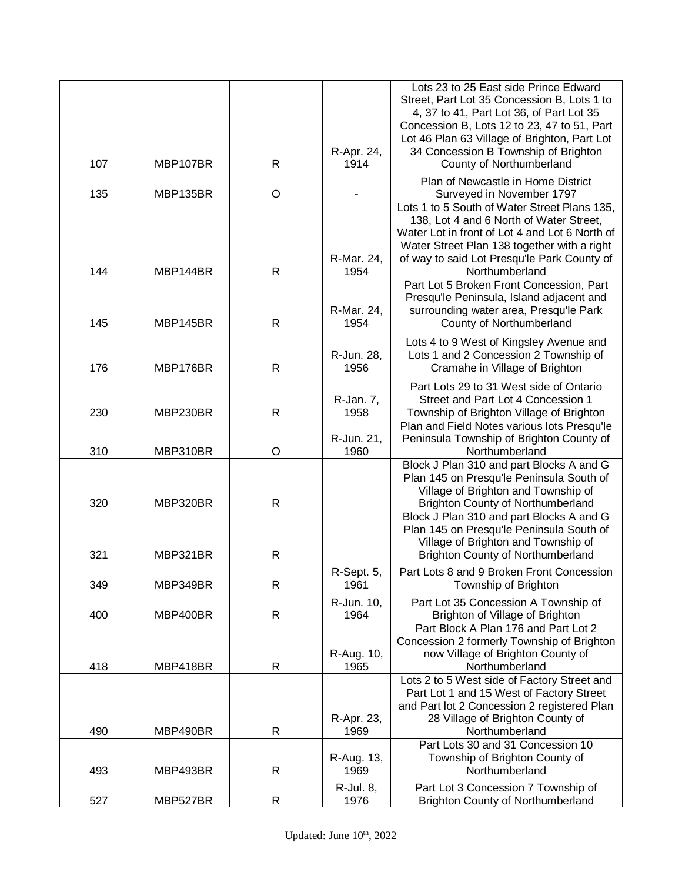| | | | | |
|---|---|---|---|---|
| 107 | MBP107BR | R | R-Apr. 24, 1914 | Lots 23 to 25 East side Prince Edward Street, Part Lot 35 Concession B, Lots 1 to 4, 37 to 41, Part Lot 36, of Part Lot 35 Concession B, Lots 12 to 23, 47 to 51, Part Lot 46 Plan 63 Village of Brighton, Part Lot 34 Concession B Township of Brighton County of Northumberland |
| 135 | MBP135BR | O | - | Plan of Newcastle in Home District Surveyed in November 1797 |
| 144 | MBP144BR | R | R-Mar. 24, 1954 | Lots 1 to 5 South of Water Street Plans 135, 138, Lot 4 and 6 North of Water Street, Water Lot in front of Lot 4 and Lot 6 North of Water Street Plan 138 together with a right of way to said Lot Presqu'le Park County of Northumberland |
| 145 | MBP145BR | R | R-Mar. 24, 1954 | Part Lot 5 Broken Front Concession, Part Presqu'le Peninsula, Island adjacent and surrounding water area, Presqu'le Park County of Northumberland |
| 176 | MBP176BR | R | R-Jun. 28, 1956 | Lots 4 to 9 West of Kingsley Avenue and Lots 1 and 2 Concession 2 Township of Cramahe in Village of Brighton |
| 230 | MBP230BR | R | R-Jan. 7, 1958 | Part Lots 29 to 31 West side of Ontario Street and Part Lot 4 Concession 1 Township of Brighton Village of Brighton |
| 310 | MBP310BR | O | R-Jun. 21, 1960 | Plan and Field Notes various lots Presqu'le Peninsula Township of Brighton County of Northumberland |
| 320 | MBP320BR | R | | Block J Plan 310 and part Blocks A and G Plan 145 on Presqu'le Peninsula South of Village of Brighton and Township of Brighton County of Northumberland |
| 321 | MBP321BR | R | | Block J Plan 310 and part Blocks A and G Plan 145 on Presqu'le Peninsula South of Village of Brighton and Township of Brighton County of Northumberland |
| 349 | MBP349BR | R | R-Sept. 5, 1961 | Part Lots 8 and 9 Broken Front Concession Township of Brighton |
| 400 | MBP400BR | R | R-Jun. 10, 1964 | Part Lot 35 Concession A Township of Brighton of Village of Brighton |
| 418 | MBP418BR | R | R-Aug. 10, 1965 | Part Block A Plan 176 and Part Lot 2 Concession 2 formerly Township of Brighton now Village of Brighton County of Northumberland |
| 490 | MBP490BR | R | R-Apr. 23, 1969 | Lots 2 to 5 West side of Factory Street and Part Lot 1 and 15 West of Factory Street and Part lot 2 Concession 2 registered Plan 28 Village of Brighton County of Northumberland |
| 493 | MBP493BR | R | R-Aug. 13, 1969 | Part Lots 30 and 31 Concession 10 Township of Brighton County of Northumberland |
| 527 | MBP527BR | R | R-Jul. 8, 1976 | Part Lot 3 Concession 7 Township of Brighton County of Northumberland |

Updated: June 10th, 2022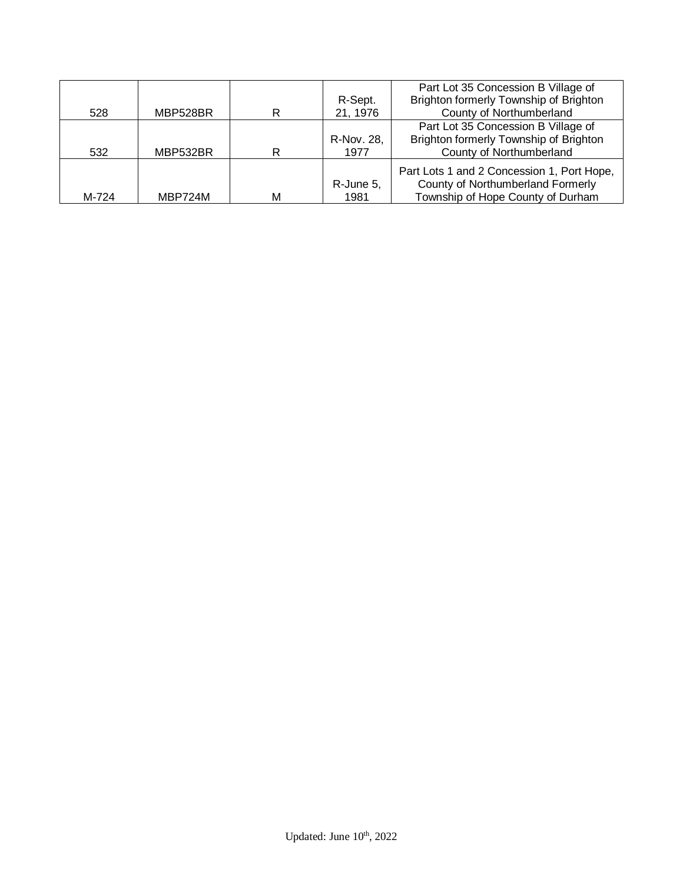| | | | | |
|---|---|---|---|---|
| 528 | MBP528BR | R | R-Sept. 21, 1976 | Part Lot 35 Concession B Village of Brighton formerly Township of Brighton County of Northumberland |
| 532 | MBP532BR | R | R-Nov. 28, 1977 | Part Lot 35 Concession B Village of Brighton formerly Township of Brighton County of Northumberland |
| M-724 | MBP724M | M | R-June 5, 1981 | Part Lots 1 and 2 Concession 1, Port Hope, County of Northumberland Formerly Township of Hope County of Durham |

Updated: June 10th, 2022